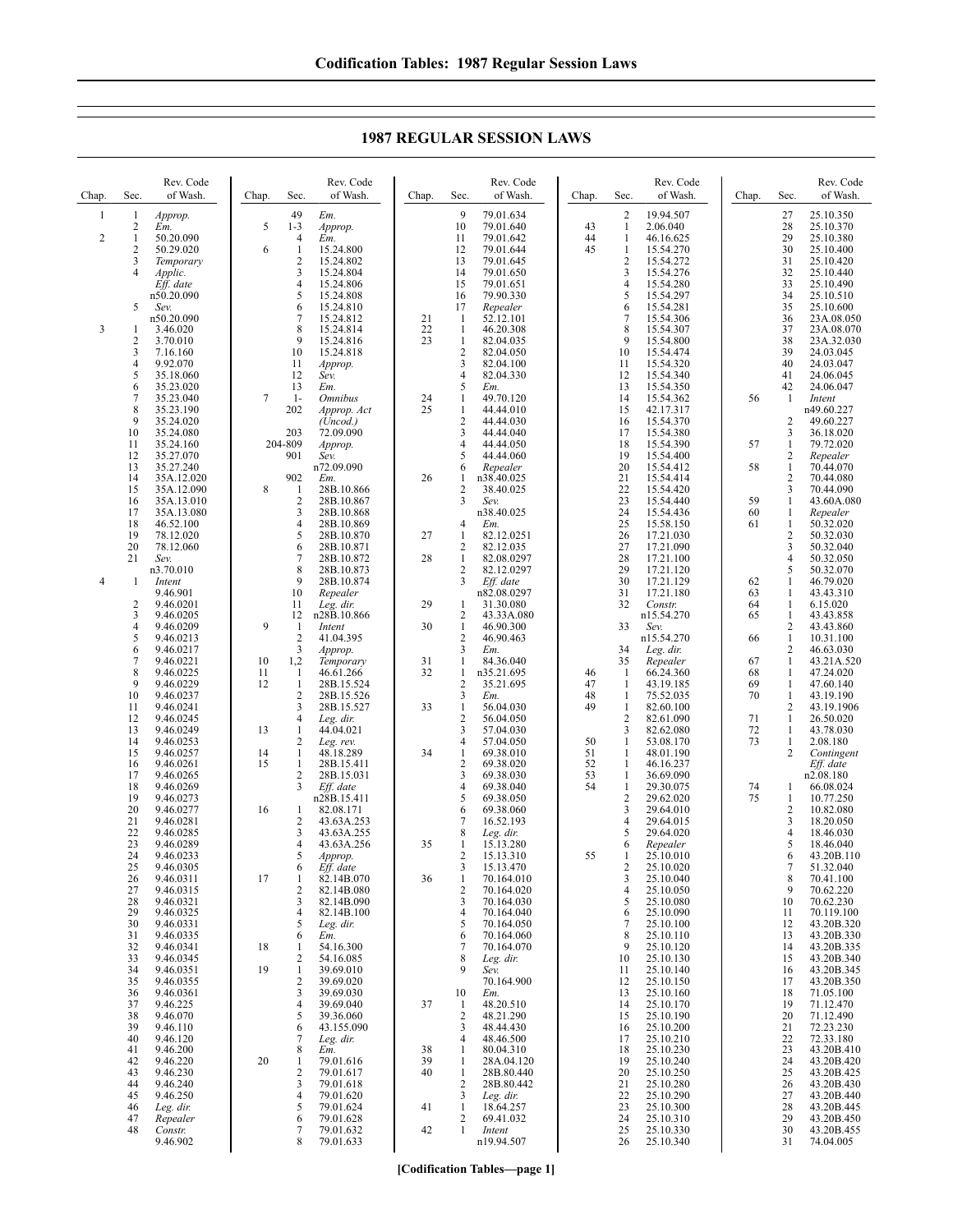# 1987 REGULAR SESSION LAWS

| Chap. | Sec. | Rev. Code of Wash. |
|---|---|---|
| 1 | 1 | *Approp.* |
| | 2 | *Em.* |
| 2 | 1 | 50.20.090 |
| | 2 | 50.29.020 |
| | 3 | *Temporary* |
| | 4 | *Applic.* |
| | | *Eff. date* |
| | | n50.20.090 |
| | 5 | *Sev.* |
| | | n50.20.090 |
| 3 | 1 | 3.46.020 |
| | 2 | 3.70.010 |
| | 3 | 7.16.160 |
| | 4 | 9.92.070 |
| | 5 | 35.18.060 |
| | 6 | 35.23.020 |
| | 7 | 35.23.040 |
| | 8 | 35.23.190 |
| | 9 | 35.24.020 |
| | 10 | 35.24.080 |
| | 11 | 35.24.160 |
| | 12 | 35.27.070 |
| | 13 | 35.27.240 |
| | 14 | 35A.12.020 |
| | 15 | 35A.12.090 |
| | 16 | 35A.13.010 |
| | 17 | 35A.13.080 |
| | 18 | 46.52.100 |
| | 19 | 78.12.020 |
| | 20 | 78.12.060 |
| | 21 | *Sev.* |
| | | n3.70.010 |
| 4 | 1 | *Intent* |
| | | 9.46.901 |
| | 2 | 9.46.0201 |
| | 3 | 9.46.0205 |
| | 4 | 9.46.0209 |
| | 5 | 9.46.0213 |
| | 6 | 9.46.0217 |
| | 7 | 9.46.0221 |
| | 8 | 9.46.0225 |
| | 9 | 9.46.0229 |
| | 10 | 9.46.0237 |
| | 11 | 9.46.0241 |
| | 12 | 9.46.0245 |
| | 13 | 9.46.0249 |
| | 14 | 9.46.0253 |
| | 15 | 9.46.0257 |
| | 16 | 9.46.0261 |
| | 17 | 9.46.0265 |
| | 18 | 9.46.0269 |
| | 19 | 9.46.0273 |
| | 20 | 9.46.0277 |
| | 21 | 9.46.0281 |
| | 22 | 9.46.0285 |
| | 23 | 9.46.0289 |
| | 24 | 9.46.0233 |
| | 25 | 9.46.0305 |
| | 26 | 9.46.0311 |
| | 27 | 9.46.0315 |
| | 28 | 9.46.0321 |
| | 29 | 9.46.0325 |
| | 30 | 9.46.0331 |
| | 31 | 9.46.0335 |
| | 32 | 9.46.0341 |
| | 33 | 9.46.0345 |
| | 34 | 9.46.0351 |
| | 35 | 9.46.0355 |
| | 36 | 9.46.0361 |
| | 37 | 9.46.225 |
| | 38 | 9.46.070 |
| | 39 | 9.46.110 |
| | 40 | 9.46.120 |
| | 41 | 9.46.200 |
| | 42 | 9.46.220 |
| | 43 | 9.46.230 |
| | 44 | 9.46.240 |
| | 45 | 9.46.250 |
| | 46 | *Leg. dir.* |
| | 47 | *Repealer* |
| | 48 | *Constr.* |
| | | 9.46.902 |
| | 49 | *Em.* |
| 5 | 1-3 | *Approp.* |
| | 4 | *Em.* |
| 6 | 1 | 15.24.800 |
| | 2 | 15.24.802 |
| | 3 | 15.24.804 |
| | 4 | 15.24.806 |
| | 5 | 15.24.808 |
| | 6 | 15.24.810 |
| | 7 | 15.24.812 |
| | 8 | 15.24.814 |
| | 9 | 15.24.816 |
| | 10 | 15.24.818 |
| | 11 | *Approp.* |
| | 12 | *Sev.* |
| | 13 | *Em.* |
| 7 | 1-202 | *Omnibus Approp. Act (Uncod.)* |
| | 203 | 72.09.090 |
| | 204-809 | *Approp.* |
| | 901 | *Sev.* |
| | | n72.09.090 |
| | 902 | *Em.* |
| 8 | 1 | 28B.10.866 |
| | 2 | 28B.10.867 |
| | 3 | 28B.10.868 |
| | 4 | 28B.10.869 |
| | 5 | 28B.10.870 |
| | 6 | 28B.10.871 |
| | 7 | 28B.10.872 |
| | 8 | 28B.10.873 |
| | 9 | 28B.10.874 |
| | 10 | *Repealer* |
| | 11 | *Leg. dir.* |
| | 12 | n28B.10.866 |
| 9 | 1 | *Intent* |
| | 2 | 41.04.395 |
| | 3 | *Approp.* |
| 10 | 1,2 | *Temporary* |
| 11 | 1 | 46.61.266 |
| 12 | 1 | 28B.15.524 |
| | 2 | 28B.15.526 |
| | 3 | 28B.15.527 |
| | 4 | *Leg. dir.* |
| 13 | 1 | 44.04.021 |
| | 2 | *Leg. rev.* |
| 14 | 1 | 48.18.289 |
| 15 | 1 | 28B.15.411 |
| | 2 | 28B.15.031 |
| | 3 | *Eff. date* |
| | | n28B.15.411 |
| 16 | 1 | 82.08.171 |
| | 2 | 43.63A.253 |
| | 3 | 43.63A.255 |
| | 4 | 43.63A.256 |
| | 5 | *Approp.* |
| | 6 | *Eff. date* |
| 17 | 1 | 82.14B.070 |
| | 2 | 82.14B.080 |
| | 3 | 82.14B.090 |
| | 4 | 82.14B.100 |
| | 5 | *Leg. dir.* |
| | 6 | *Em.* |
| 18 | 1 | 54.16.300 |
| | 2 | 54.16.085 |
| 19 | 1 | 39.69.010 |
| | 2 | 39.69.020 |
| | 3 | 39.69.030 |
| | 4 | 39.69.040 |
| | 5 | 39.36.060 |
| | 6 | 43.155.090 |
| | 7 | *Leg. dir.* |
| | 8 | *Em.* |
| 20 | 1 | 79.01.616 |
| | 2 | 79.01.617 |
| | 3 | 79.01.618 |
| | 4 | 79.01.620 |
| | 5 | 79.01.624 |
| | 6 | 79.01.628 |
| | 7 | 79.01.632 |
| | 8 | 79.01.633 |
| | 9 | 79.01.634 |
| | 10 | 79.01.640 |
| | 11 | 79.01.642 |
| | 12 | 79.01.644 |
| | 13 | 79.01.645 |
| | 14 | 79.01.650 |
| | 15 | 79.01.651 |
| | 16 | 79.90.330 |
| | 17 | *Repealer* |
| 21 | 1 | 52.12.101 |
| 22 | 1 | 46.20.308 |
| 23 | 1 | 82.04.035 |
| | 2 | 82.04.050 |
| | 3 | 82.04.100 |
| | 4 | 82.04.330 |
| | 5 | *Em.* |
| 24 | 1 | 49.70.120 |
| 25 | 1 | 44.44.010 |
| | 2 | 44.44.030 |
| | 3 | 44.44.040 |
| | 4 | 44.44.050 |
| | 5 | 44.44.060 |
| | 6 | *Repealer* |
| 26 | 1 | n38.40.025 |
| | 2 | 38.40.025 |
| | 3 | *Sev.* |
| | | n38.40.025 |
| | 4 | *Em.* |
| 27 | 1 | 82.12.0251 |
| | 2 | 82.12.035 |
| 28 | 1 | 82.08.0297 |
| | 2 | 82.12.0297 |
| | 3 | *Eff. date* |
| | | n82.08.0297 |
| 29 | 1 | 31.30.080 |
| | 2 | 43.33A.080 |
| 30 | 1 | 46.90.300 |
| | 2 | 46.90.463 |
| | 3 | *Em.* |
| 31 | 1 | 84.36.040 |
| 32 | 1 | n35.21.695 |
| | 2 | 35.21.695 |
| | 3 | *Em.* |
| 33 | 1 | 56.04.030 |
| | 2 | 56.04.050 |
| | 3 | 57.04.030 |
| | 4 | 57.04.050 |
| 34 | 1 | 69.38.010 |
| | 2 | 69.38.020 |
| | 3 | 69.38.030 |
| | 4 | 69.38.040 |
| | 5 | 69.38.050 |
| | 6 | 69.38.060 |
| | 7 | 16.52.193 |
| | 8 | *Leg. dir.* |
| 35 | 1 | 15.13.280 |
| | 2 | 15.13.310 |
| | 3 | 15.13.470 |
| 36 | 1 | 70.164.010 |
| | 2 | 70.164.020 |
| | 3 | 70.164.030 |
| | 4 | 70.164.040 |
| | 5 | 70.164.050 |
| | 6 | 70.164.060 |
| | 7 | 70.164.070 |
| | 8 | *Leg. dir.* |
| | 9 | *Sev.* |
| | | 70.164.900 |
| | 10 | *Em.* |
| 37 | 1 | 48.20.510 |
| | 2 | 48.21.290 |
| | 3 | 48.44.430 |
| | 4 | 48.46.500 |
| 38 | 1 | 80.04.310 |
| 39 | 1 | 28A.04.120 |
| 40 | 1 | 28B.80.440 |
| | 2 | 28B.80.442 |
| | 3 | *Leg. dir.* |
| 41 | 1 | 18.64.257 |
| | 2 | 69.41.032 |
| 42 | 1 | *Intent* |
| | | n19.94.507 |
| | 2 | 19.94.507 |
| 43 | 1 | 2.06.040 |
| 44 | 1 | 46.16.625 |
| 45 | 1 | 15.54.270 |
| | 2 | 15.54.272 |
| | 3 | 15.54.276 |
| | 4 | 15.54.280 |
| | 5 | 15.54.297 |
| | 6 | 15.54.281 |
| | 7 | 15.54.306 |
| | 8 | 15.54.307 |
| | 9 | 15.54.800 |
| | 10 | 15.54.474 |
| | 11 | 15.54.320 |
| | 12 | 15.54.340 |
| | 13 | 15.54.350 |
| | 14 | 15.54.362 |
| | 15 | 42.17.317 |
| | 16 | 15.54.370 |
| | 17 | 15.54.380 |
| | 18 | 15.54.390 |
| | 19 | 15.54.400 |
| | 20 | 15.54.412 |
| | 21 | 15.54.414 |
| | 22 | 15.54.420 |
| | 23 | 15.54.440 |
| | 24 | 15.54.436 |
| | 25 | 15.58.150 |
| | 26 | 17.21.030 |
| | 27 | 17.21.090 |
| | 28 | 17.21.100 |
| | 29 | 17.21.120 |
| | 30 | 17.21.129 |
| | 31 | 17.21.180 |
| | 32 | *Constr.* |
| | | n15.54.270 |
| | 33 | *Sev.* |
| | | n15.54.270 |
| | 34 | *Leg. dir.* |
| | 35 | *Repealer* |
| 46 | 1 | 66.24.360 |
| 47 | 1 | 43.19.185 |
| 48 | 1 | 75.52.035 |
| 49 | 1 | 82.60.100 |
| | 2 | 82.61.090 |
| | 3 | 82.62.080 |
| 50 | 1 | 53.08.170 |
| 51 | 1 | 48.01.190 |
| 52 | 1 | 46.16.237 |
| 53 | 1 | 36.69.090 |
| 54 | 1 | 29.30.075 |
| | 2 | 29.62.020 |
| | 3 | 29.64.010 |
| | 4 | 29.64.015 |
| | 5 | 29.64.020 |
| | 6 | *Repealer* |
| 55 | 1 | 25.10.010 |
| | 2 | 25.10.020 |
| | 3 | 25.10.040 |
| | 4 | 25.10.050 |
| | 5 | 25.10.080 |
| | 6 | 25.10.090 |
| | 7 | 25.10.100 |
| | 8 | 25.10.110 |
| | 9 | 25.10.120 |
| | 10 | 25.10.130 |
| | 11 | 25.10.140 |
| | 12 | 25.10.150 |
| | 13 | 25.10.160 |
| | 14 | 25.10.170 |
| | 15 | 25.10.190 |
| | 16 | 25.10.200 |
| | 17 | 25.10.210 |
| | 18 | 25.10.230 |
| | 19 | 25.10.240 |
| | 20 | 25.10.250 |
| | 21 | 25.10.280 |
| | 22 | 25.10.290 |
| | 23 | 25.10.300 |
| | 24 | 25.10.310 |
| | 25 | 25.10.330 |
| | 26 | 25.10.340 |
| | 27 | 25.10.350 |
| | 28 | 25.10.370 |
| | 29 | 25.10.380 |
| | 30 | 25.10.400 |
| | 31 | 25.10.420 |
| | 32 | 25.10.440 |
| | 33 | 25.10.490 |
| | 34 | 25.10.510 |
| | 35 | 25.10.600 |
| | 36 | 23A.08.050 |
| | 37 | 23A.08.070 |
| | 38 | 23A.32.030 |
| | 39 | 24.03.045 |
| | 40 | 24.03.047 |
| | 41 | 24.06.045 |
| | 42 | 24.06.047 |
| 56 | 1 | *Intent* |
| | | n49.60.227 |
| | 2 | 49.60.227 |
| | 3 | 36.18.020 |
| 57 | 1 | 79.72.020 |
| | 2 | *Repealer* |
| 58 | 1 | 70.44.070 |
| | 2 | 70.44.080 |
| | 3 | 70.44.090 |
| 59 | 1 | 43.60A.080 |
| 60 | 1 | *Repealer* |
| 61 | 1 | 50.32.020 |
| | 2 | 50.32.030 |
| | 3 | 50.32.040 |
| | 4 | 50.32.050 |
| | 5 | 50.32.070 |
| 62 | 1 | 46.79.020 |
| 63 | 1 | 43.43.310 |
| 64 | 1 | 6.15.020 |
| 65 | 1 | 43.43.858 |
| | 2 | 43.43.860 |
| 66 | 1 | 10.31.100 |
| | 2 | 46.63.030 |
| 67 | 1 | 43.21A.520 |
| 68 | 1 | 47.24.020 |
| 69 | 1 | 47.60.140 |
| 70 | 1 | 43.19.190 |
| | 2 | 43.19.1906 |
| 71 | 1 | 26.50.020 |
| 72 | 1 | 43.78.030 |
| 73 | 1 | 2.08.180 |
| | 2 | *Contingent Eff. date* |
| | | n2.08.180 |
| 74 | 1 | 66.08.024 |
| 75 | 1 | 10.77.250 |
| | 2 | 10.82.080 |
| | 3 | 18.20.050 |
| | 4 | 18.46.030 |
| | 5 | 18.46.040 |
| | 6 | 43.20B.110 |
| | 7 | 51.32.040 |
| | 8 | 70.41.100 |
| | 9 | 70.62.220 |
| | 10 | 70.62.230 |
| | 11 | 70.119.100 |
| | 12 | 43.20B.320 |
| | 13 | 43.20B.330 |
| | 14 | 43.20B.335 |
| | 15 | 43.20B.340 |
| | 16 | 43.20B.345 |
| | 17 | 43.20B.350 |
| | 18 | 71.05.100 |
| | 19 | 71.12.470 |
| | 20 | 71.12.490 |
| | 21 | 72.23.230 |
| | 22 | 72.33.180 |
| | 23 | 43.20B.410 |
| | 24 | 43.20B.420 |
| | 25 | 43.20B.425 |
| | 26 | 43.20B.430 |
| | 27 | 43.20B.440 |
| | 28 | 43.20B.445 |
| | 29 | 43.20B.450 |
| | 30 | 43.20B.455 |
| | 31 | 74.04.005 |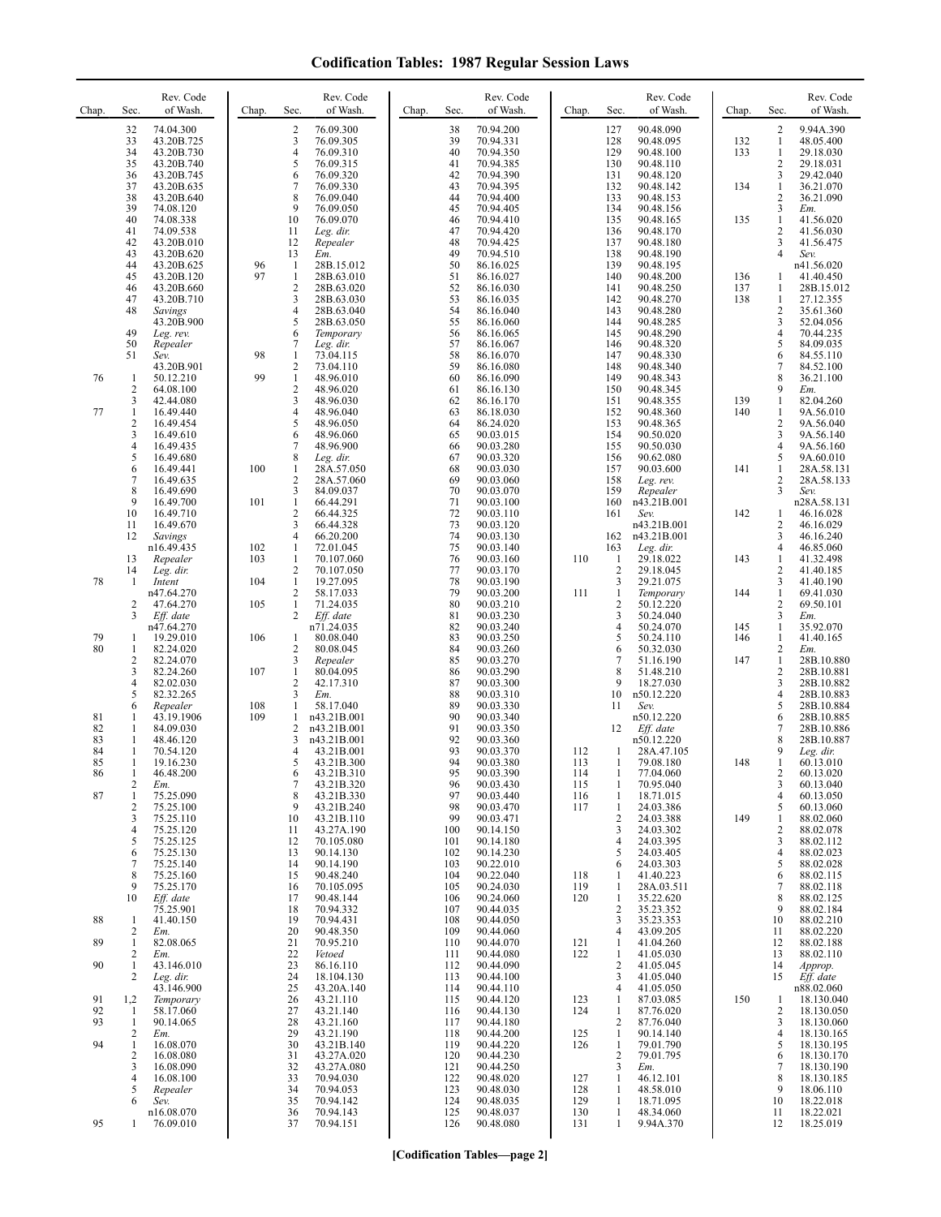# Codification Tables: 1987 Regular Session Laws

| Chap. | Sec. | Rev. Code of Wash. |
|---|---|---|
| | 32 | 74.04.300 |
| | 33 | 43.20B.725 |
| | 34 | 43.20B.730 |
| | 35 | 43.20B.740 |
| | 36 | 43.20B.745 |
| | 37 | 43.20B.635 |
| | 38 | 43.20B.640 |
| | 39 | 74.08.120 |
| | 40 | 74.08.338 |
| | 41 | 74.09.538 |
| | 42 | 43.20B.010 |
| | 43 | 43.20B.620 |
| | 44 | 43.20B.625 |
| | 45 | 43.20B.120 |
| | 46 | 43.20B.660 |
| | 47 | 43.20B.710 |
| | 48 | *Savings* 43.20B.900 |
| | 49 | *Leg. rev.* |
| | 50 | *Repealer* |
| | 51 | *Sev.* 43.20B.901 |
| 76 | 1 | 50.12.210 |
| | 2 | 64.08.100 |
| | 3 | 42.44.080 |
| 77 | 1 | 16.49.440 |
| | 2 | 16.49.454 |
| | 3 | 16.49.610 |
| | 4 | 16.49.435 |
| | 5 | 16.49.680 |
| | 6 | 16.49.441 |
| | 7 | 16.49.635 |
| | 8 | 16.49.690 |
| | 9 | 16.49.700 |
| | 10 | 16.49.710 |
| | 11 | 16.49.670 |
| | 12 | *Savings* n16.49.435 |
| | 13 | *Repealer* |
| | 14 | *Leg. dir.* |
| 78 | 1 | *Intent* n47.64.270 |
| | 2 | 47.64.270 |
| | 3 | *Eff. date* n47.64.270 |
| 79 | 1 | 19.29.010 |
| 80 | 1 | 82.24.020 |
| | 2 | 82.24.070 |
| | 3 | 82.24.260 |
| | 4 | 82.02.030 |
| | 5 | 82.32.265 |
| | 6 | *Repealer* |
| 81 | 1 | 43.19.1906 |
| 82 | 1 | 84.09.030 |
| 83 | 1 | 48.46.120 |
| 84 | 1 | 70.54.120 |
| 85 | 1 | 19.16.230 |
| 86 | 1 | 46.48.200 |
| | 2 | *Em.* |
| 87 | 1 | 75.25.090 |
| | 2 | 75.25.100 |
| | 3 | 75.25.110 |
| | 4 | 75.25.120 |
| | 5 | 75.25.125 |
| | 6 | 75.25.130 |
| | 7 | 75.25.140 |
| | 8 | 75.25.160 |
| | 9 | 75.25.170 |
| | 10 | *Eff. date* 75.25.901 |
| 88 | 1 | 41.40.150 |
| | 2 | *Em.* |
| 89 | 1 | 82.08.065 |
| | 2 | *Em.* |
| 90 | 1 | 43.146.010 |
| | 2 | *Leg. dir.* 43.146.900 |
| 91 | 1,2 | *Temporary* |
| 92 | 1 | 58.17.060 |
| 93 | 1 | 90.14.065 |
| | 2 | *Em.* |
| 94 | 1 | 16.08.070 |
| | 2 | 16.08.080 |
| | 3 | 16.08.090 |
| | 4 | 16.08.100 |
| | 5 | *Repealer* |
| | 6 | *Sev.* n16.08.070 |
| 95 | 1 | 76.09.010 |
| | 2 | 76.09.300 |
| | 3 | 76.09.305 |
| | 4 | 76.09.310 |
| | 5 | 76.09.315 |
| | 6 | 76.09.320 |
| | 7 | 76.09.330 |
| | 8 | 76.09.040 |
| | 9 | 76.09.050 |
| | 10 | 76.09.070 |
| | 11 | *Leg. dir.* |
| | 12 | *Repealer* |
| | 13 | *Em.* |
| 96 | 1 | 28B.15.012 |
| 97 | 1 | 28B.63.010 |
| | 2 | 28B.63.020 |
| | 3 | 28B.63.030 |
| | 4 | 28B.63.040 |
| | 5 | 28B.63.050 |
| | 6 | *Temporary* |
| | 7 | *Leg. dir.* |
| 98 | 1 | 73.04.115 |
| | 2 | 73.04.110 |
| 99 | 1 | 48.96.010 |
| | 2 | 48.96.020 |
| | 3 | 48.96.030 |
| | 4 | 48.96.040 |
| | 5 | 48.96.050 |
| | 6 | 48.96.060 |
| | 7 | 48.96.900 |
| | 8 | *Leg. dir.* |
| 100 | 1 | 28A.57.050 |
| | 2 | 28A.57.060 |
| | 3 | 84.09.037 |
| 101 | 1 | 66.44.291 |
| | 2 | 66.44.325 |
| | 3 | 66.44.328 |
| | 4 | 66.20.200 |
| 102 | 1 | 72.01.045 |
| 103 | 1 | 70.107.060 |
| | 2 | 70.107.050 |
| 104 | 1 | 19.27.095 |
| | 2 | 58.17.033 |
| 105 | 1 | 71.24.035 |
| | 2 | *Eff. date* n71.24.035 |
| 106 | 1 | 80.08.040 |
| | 2 | 80.08.045 |
| | 3 | *Repealer* |
| 107 | 1 | 80.04.095 |
| | 2 | 42.17.310 |
| | 3 | *Em.* |
| 108 | 1 | 58.17.040 |
| 109 | 1 | n43.21B.001 |
| | 2 | n43.21B.001 |
| | 3 | n43.21B.001 |
| | 4 | 43.21B.001 |
| | 5 | 43.21B.300 |
| | 6 | 43.21B.310 |
| | 7 | 43.21B.320 |
| | 8 | 43.21B.330 |
| | 9 | 43.21B.240 |
| | 10 | 43.21B.110 |
| | 11 | 43.27A.190 |
| | 12 | 70.105.080 |
| | 13 | 90.14.130 |
| | 14 | 90.14.190 |
| | 15 | 90.48.240 |
| | 16 | 70.105.095 |
| | 17 | 90.48.144 |
| | 18 | 70.94.332 |
| | 19 | 70.94.431 |
| | 20 | 90.48.350 |
| | 21 | 70.95.210 |
| | 22 | *Vetoed* |
| | 23 | 86.16.110 |
| | 24 | 18.104.130 |
| | 25 | 43.20A.140 |
| | 26 | 43.21.110 |
| | 27 | 43.21.140 |
| | 28 | 43.21.160 |
| | 29 | 43.21.190 |
| | 30 | 43.21B.140 |
| | 31 | 43.27A.020 |
| | 32 | 43.27A.080 |
| | 33 | 70.94.030 |
| | 34 | 70.94.053 |
| | 35 | 70.94.142 |
| | 36 | 70.94.143 |
| | 37 | 70.94.151 |
| | 38 | 70.94.200 |
| | 39 | 70.94.331 |
| | 40 | 70.94.350 |
| | 41 | 70.94.385 |
| | 42 | 70.94.390 |
| | 43 | 70.94.395 |
| | 44 | 70.94.400 |
| | 45 | 70.94.405 |
| | 46 | 70.94.410 |
| | 47 | 70.94.420 |
| | 48 | 70.94.425 |
| | 49 | 70.94.510 |
| | 50 | 86.16.025 |
| | 51 | 86.16.027 |
| | 52 | 86.16.030 |
| | 53 | 86.16.035 |
| | 54 | 86.16.040 |
| | 55 | 86.16.060 |
| | 56 | 86.16.065 |
| | 57 | 86.16.067 |
| | 58 | 86.16.070 |
| | 59 | 86.16.080 |
| | 60 | 86.16.090 |
| | 61 | 86.16.130 |
| | 62 | 86.16.170 |
| | 63 | 86.18.030 |
| | 64 | 86.24.020 |
| | 65 | 90.03.015 |
| | 66 | 90.03.280 |
| | 67 | 90.03.320 |
| | 68 | 90.03.030 |
| | 69 | 90.03.060 |
| | 70 | 90.03.070 |
| | 71 | 90.03.100 |
| | 72 | 90.03.110 |
| | 73 | 90.03.120 |
| | 74 | 90.03.130 |
| | 75 | 90.03.140 |
| | 76 | 90.03.160 |
| | 77 | 90.03.170 |
| | 78 | 90.03.190 |
| | 79 | 90.03.200 |
| | 80 | 90.03.210 |
| | 81 | 90.03.230 |
| | 82 | 90.03.240 |
| | 83 | 90.03.250 |
| | 84 | 90.03.260 |
| | 85 | 90.03.270 |
| | 86 | 90.03.290 |
| | 87 | 90.03.300 |
| | 88 | 90.03.310 |
| | 89 | 90.03.330 |
| | 90 | 90.03.340 |
| | 91 | 90.03.350 |
| | 92 | 90.03.360 |
| | 93 | 90.03.370 |
| | 94 | 90.03.380 |
| | 95 | 90.03.390 |
| | 96 | 90.03.430 |
| | 97 | 90.03.440 |
| | 98 | 90.03.470 |
| | 99 | 90.03.471 |
| | 100 | 90.14.150 |
| | 101 | 90.14.180 |
| | 102 | 90.14.230 |
| | 103 | 90.22.010 |
| | 104 | 90.22.040 |
| | 105 | 90.24.030 |
| | 106 | 90.24.060 |
| | 107 | 90.44.035 |
| | 108 | 90.44.050 |
| | 109 | 90.44.060 |
| | 110 | 90.44.070 |
| | 111 | 90.44.080 |
| | 112 | 90.44.090 |
| | 113 | 90.44.100 |
| | 114 | 90.44.110 |
| | 115 | 90.44.120 |
| | 116 | 90.44.130 |
| | 117 | 90.44.180 |
| | 118 | 90.44.200 |
| | 119 | 90.44.220 |
| | 120 | 90.44.230 |
| | 121 | 90.44.250 |
| | 122 | 90.48.020 |
| | 123 | 90.48.030 |
| | 124 | 90.48.035 |
| | 125 | 90.48.037 |
| | 126 | 90.48.080 |
| | 127 | 90.48.090 |
| | 128 | 90.48.095 |
| | 129 | 90.48.100 |
| | 130 | 90.48.110 |
| | 131 | 90.48.120 |
| | 132 | 90.48.142 |
| | 133 | 90.48.153 |
| | 134 | 90.48.156 |
| | 135 | 90.48.165 |
| | 136 | 90.48.170 |
| | 137 | 90.48.180 |
| | 138 | 90.48.190 |
| | 139 | 90.48.195 |
| | 140 | 90.48.200 |
| | 141 | 90.48.250 |
| | 142 | 90.48.270 |
| | 143 | 90.48.280 |
| | 144 | 90.48.285 |
| | 145 | 90.48.290 |
| | 146 | 90.48.320 |
| | 147 | 90.48.330 |
| | 148 | 90.48.340 |
| | 149 | 90.48.343 |
| | 150 | 90.48.345 |
| | 151 | 90.48.355 |
| | 152 | 90.48.360 |
| | 153 | 90.48.365 |
| | 154 | 90.50.020 |
| | 155 | 90.50.030 |
| | 156 | 90.62.080 |
| | 157 | 90.03.600 |
| | 158 | *Leg. rev.* |
| | 159 | *Repealer* |
| | 160 | n43.21B.001 |
| | 161 | *Sev.* n43.21B.001 |
| | 162 | n43.21B.001 |
| | 163 | *Leg. dir.* |
| 110 | 1 | 29.18.022 |
| | 2 | 29.18.045 |
| | 3 | 29.21.075 |
| 111 | 1 | *Temporary* |
| | 2 | 50.12.220 |
| | 3 | 50.24.040 |
| | 4 | 50.24.070 |
| | 5 | 50.24.110 |
| | 6 | 50.32.030 |
| | 7 | 51.16.190 |
| | 8 | 51.48.210 |
| | 9 | 18.27.030 |
| | 10 | n50.12.220 |
| | 11 | *Sev.* n50.12.220 |
| | 12 | *Eff. date* n50.12.220 |
| 112 | 1 | 28A.47.105 |
| 113 | 1 | 79.08.180 |
| 114 | 1 | 77.04.060 |
| 115 | 1 | 70.95.040 |
| 116 | 1 | 18.71.015 |
| 117 | 1 | 24.03.386 |
| | 2 | 24.03.388 |
| | 3 | 24.03.302 |
| | 4 | 24.03.395 |
| | 5 | 24.03.405 |
| | 6 | 24.03.303 |
| 118 | 1 | 41.40.223 |
| 119 | 1 | 28A.03.511 |
| 120 | 1 | 35.22.620 |
| | 2 | 35.23.352 |
| | 3 | 35.23.353 |
| | 4 | 43.09.205 |
| 121 | 1 | 41.04.260 |
| 122 | 1 | 41.05.030 |
| | 2 | 41.05.045 |
| | 3 | 41.05.040 |
| | 4 | 41.05.050 |
| 123 | 1 | 87.03.085 |
| 124 | 1 | 87.76.020 |
| | 2 | 87.76.040 |
| 125 | 1 | 90.14.140 |
| 126 | 1 | 79.01.790 |
| | 2 | 79.01.795 |
| | 3 | *Em.* |
| 127 | 1 | 46.12.101 |
| 128 | 1 | 48.58.010 |
| 129 | 1 | 18.71.095 |
| 130 | 1 | 48.34.060 |
| 131 | 1 | 9.94A.370 |
| | 2 | 9.94A.390 |
| 132 | 1 | 48.05.400 |
| 133 | 1 | 29.18.030 |
| | 2 | 29.18.031 |
| | 3 | 29.42.040 |
| 134 | 1 | 36.21.070 |
| | 2 | 36.21.090 |
| | 3 | *Em.* |
| 135 | 1 | 41.56.020 |
| | 2 | 41.56.030 |
| | 3 | 41.56.475 |
| | 4 | *Sev.* n41.56.020 |
| 136 | 1 | 41.40.450 |
| 137 | 1 | 28B.15.012 |
| 138 | 1 | 27.12.355 |
| | 2 | 35.61.360 |
| | 3 | 52.04.056 |
| | 4 | 70.44.235 |
| | 5 | 84.09.035 |
| | 6 | 84.55.110 |
| | 7 | 84.52.100 |
| | 8 | 36.21.100 |
| | 9 | *Em.* |
| 139 | 1 | 82.04.260 |
| 140 | 1 | 9A.56.010 |
| | 2 | 9A.56.040 |
| | 3 | 9A.56.140 |
| | 4 | 9A.56.160 |
| | 5 | 9A.60.010 |
| 141 | 1 | 28A.58.131 |
| | 2 | 28A.58.133 |
| | 3 | *Sev.* n28A.58.131 |
| 142 | 1 | 46.16.028 |
| | 2 | 46.16.029 |
| | 3 | 46.16.240 |
| | 4 | 46.85.060 |
| 143 | 1 | 41.32.498 |
| | 2 | 41.40.185 |
| | 3 | 41.40.190 |
| 144 | 1 | 69.41.030 |
| | 2 | 69.50.101 |
| | 3 | *Em.* |
| 145 | 1 | 35.92.070 |
| 146 | 1 | 41.40.165 |
| | 2 | *Em.* |
| 147 | 1 | 28B.10.880 |
| | 2 | 28B.10.881 |
| | 3 | 28B.10.882 |
| | 4 | 28B.10.883 |
| | 5 | 28B.10.884 |
| | 6 | 28B.10.885 |
| | 7 | 28B.10.886 |
| | 8 | 28B.10.887 |
| | 9 | *Leg. dir.* |
| 148 | 1 | 60.13.010 |
| | 2 | 60.13.020 |
| | 3 | 60.13.040 |
| | 4 | 60.13.050 |
| | 5 | 60.13.060 |
| 149 | 1 | 88.02.060 |
| | 2 | 88.02.078 |
| | 3 | 88.02.112 |
| | 4 | 88.02.023 |
| | 5 | 88.02.028 |
| | 6 | 88.02.115 |
| | 7 | 88.02.118 |
| | 8 | 88.02.125 |
| | 9 | 88.02.184 |
| | 10 | 88.02.210 |
| | 11 | 88.02.220 |
| | 12 | 88.02.188 |
| | 13 | 88.02.110 |
| | 14 | *Approp.* |
| | 15 | *Eff. date* n88.02.060 |
| 150 | 1 | 18.130.040 |
| | 2 | 18.130.050 |
| | 3 | 18.130.060 |
| | 4 | 18.130.165 |
| | 5 | 18.130.195 |
| | 6 | 18.130.170 |
| | 7 | 18.130.190 |
| | 8 | 18.130.185 |
| | 9 | 18.06.110 |
| | 10 | 18.22.018 |
| | 11 | 18.22.021 |
| | 12 | 18.25.019 |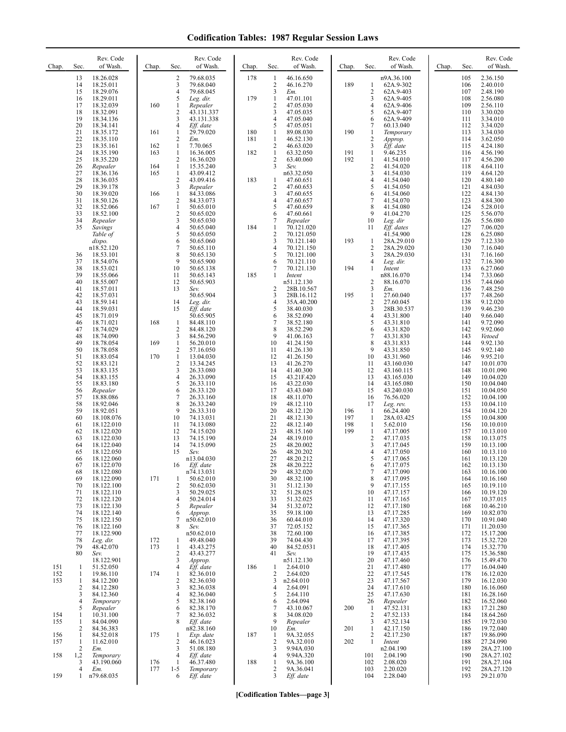# Codification Tables: 1987 Regular Session Laws

| Chap. | Sec. | Rev. Code of Wash. |
|---|---|---|
| | 13 | 18.26.028 |
| | 14 | 18.25.011 |
| | 15 | 18.29.076 |
| | 16 | 18.29.011 |
| | 17 | 18.32.039 |
| | 18 | 18.32.091 |
| | 19 | 18.34.136 |
| | 20 | 18.34.141 |
| | 21 | 18.35.172 |
| | 22 | 18.35.110 |
| | 23 | 18.35.161 |
| | 24 | 18.35.190 |
| | 25 | 18.35.220 |
| | 26 | *Repealer* |
| | 27 | 18.36.136 |
| | 28 | 18.36.035 |
| | 29 | 18.39.178 |
| | 30 | 18.39.020 |
| | 31 | 18.50.126 |
| | 32 | 18.52.066 |
| | 33 | 18.52.100 |
| | 34 | *Repealer* |
| | 35 | *Savings Table of dispo.* n18.52.120 |
| | 36 | 18.53.101 |
| | 37 | 18.54.076 |
| | 38 | 18.53.021 |
| | 39 | 18.55.066 |
| | 40 | 18.55.007 |
| | 41 | 18.57.011 |
| | 42 | 18.57.031 |
| | 43 | 18.59.141 |
| | 44 | 18.59.031 |
| | 45 | 18.71.019 |
| | 46 | 18.71.021 |
| | 47 | 18.74.029 |
| | 48 | 18.74.090 |
| | 49 | 18.78.054 |
| | 50 | 18.78.058 |
| | 51 | 18.83.054 |
| | 52 | 18.83.121 |
| | 53 | 18.83.135 |
| | 54 | 18.83.155 |
| | 55 | 18.83.180 |
| | 56 | *Repealer* |
| | 57 | 18.88.086 |
| | 58 | 18.92.046 |
| | 59 | 18.92.051 |
| | 60 | 18.108.076 |
| | 61 | 18.122.010 |
| | 62 | 18.122.020 |
| | 63 | 18.122.030 |
| | 64 | 18.122.040 |
| | 65 | 18.122.050 |
| | 66 | 18.122.060 |
| | 67 | 18.122.070 |
| | 68 | 18.122.080 |
| | 69 | 18.122.090 |
| | 70 | 18.122.100 |
| | 71 | 18.122.110 |
| | 72 | 18.122.120 |
| | 73 | 18.122.130 |
| | 74 | 18.122.140 |
| | 75 | 18.122.150 |
| | 76 | 18.122.160 |
| | 77 | 18.122.900 |
| | 78 | *Leg. dir.* |
| | 79 | 48.42.070 |
| | 80 | *Sev.* 18.122.901 |
| 151 | 1 | 51.52.050 |
| 152 | 1 | 19.86.110 |
| 153 | 1 | 84.12.200 |
| | 2 | 84.12.280 |
| | 3 | 84.12.360 |
| | 4 | *Temporary* |
| | 5 | *Repealer* |
| 154 | 1 | 10.31.100 |
| 155 | 1 | 84.04.090 |
| | 2 | 84.36.383 |
| 156 | 1 | 84.52.018 |
| 157 | 1 | 11.62.010 |
| | 2 | *Em.* |
| 158 | 1,2 | *Temporary* |
| | 3 | 43.190.060 |
| | 4 | *Em.* |
| 159 | 1 | n79.68.035 |
| | 2 | 79.68.035 |
| | 3 | 79.68.040 |
| | 4 | 79.68.045 |
| | 5 | *Leg. dir.* |
| 160 | 1 | *Repealer* |
| | 2 | 43.131.337 |
| | 3 | 43.131.338 |
| | 4 | *Eff. date* |
| 161 | 1 | 29.79.020 |
| | 2 | *Em.* |
| 162 | 1 | 7.70.065 |
| 163 | 1 | 16.36.005 |
| | 2 | 16.36.020 |
| 164 | 1 | 15.35.240 |
| 165 | 1 | 43.09.412 |
| | 2 | 43.09.416 |
| | 3 | *Repealer* |
| 166 | 1 | 84.33.086 |
| | 2 | 84.33.073 |
| 167 | 1 | 50.65.010 |
| | 2 | 50.65.020 |
| | 3 | 50.65.030 |
| | 4 | 50.65.040 |
| | 5 | 50.65.050 |
| | 6 | 50.65.060 |
| | 7 | 50.65.110 |
| | 8 | 50.65.130 |
| | 9 | 50.65.900 |
| | 10 | 50.65.138 |
| | 11 | 50.65.143 |
| | 12 | 50.65.903 |
| | 13 | *Sev.* 50.65.904 |
| | 14 | *Leg. dir.* |
| | 15 | *Eff. date* 50.65.905 |
| 168 | 1 | 84.48.110 |
| | 2 | 84.48.120 |
| | 3 | 84.56.290 |
| 169 | 1 | 56.20.010 |
| | 2 | 57.16.050 |
| 170 | 1 | 13.04.030 |
| | 2 | 13.34.245 |
| | 3 | 26.33.080 |
| | 4 | 26.33.090 |
| | 5 | 26.33.110 |
| | 6 | 26.33.120 |
| | 7 | 26.33.160 |
| | 8 | 26.33.240 |
| | 9 | 26.33.310 |
| | 10 | 74.13.031 |
| | 11 | 74.13.080 |
| | 12 | 74.15.020 |
| | 13 | 74.15.190 |
| | 14 | 74.15.090 |
| | 15 | *Sev.* n13.04.030 |
| | 16 | *Eff. date* n74.13.031 |
| 171 | 1 | 50.62.010 |
| | 2 | 50.62.030 |
| | 3 | 50.29.025 |
| | 4 | 50.24.014 |
| | 5 | *Repealer* |
| | 6 | *Approp.* |
| | 7 | n50.62.010 |
| | 8 | *Sev.* n50.62.010 |
| 172 | 1 | 49.48.040 |
| 173 | 1 | 43.43.275 |
| | 2 | 43.43.277 |
| | 3 | *Approp.* |
| | 4 | *Eff. date* |
| 174 | 1 | 82.36.010 |
| | 2 | 82.36.030 |
| | 3 | 82.36.038 |
| | 4 | 82.36.040 |
| | 5 | 82.38.160 |
| | 6 | 82.38.170 |
| | 7 | 82.36.032 |
| | 8 | *Eff. date* n82.38.160 |
| 175 | 1 | *Exp. date* |
| | 2 | 46.16.023 |
| | 3 | 51.08.180 |
| | 4 | *Eff. date* |
| 176 | 1 | 46.37.480 |
| 177 | 1-5 | *Temporary* |
| | 6 | *Eff. date* |
| 178 | 1 | 46.16.650 |
| | 2 | 46.16.270 |
| | 3 | *Em.* |
| 179 | 1 | 47.01.101 |
| | 2 | 47.05.030 |
| | 3 | 47.05.035 |
| | 4 | 47.05.040 |
| | 5 | 47.05.051 |
| 180 | 1 | 89.08.030 |
| 181 | 1 | 46.52.130 |
| | 2 | 46.63.020 |
| 182 | 1 | 63.32.050 |
| | 2 | 63.40.060 |
| | 3 | *Sev.* n63.32.050 |
| 183 | 1 | 47.60.651 |
| | 2 | 47.60.653 |
| | 3 | 47.60.655 |
| | 4 | 47.60.657 |
| | 5 | 47.60.659 |
| | 6 | 47.60.661 |
| | 7 | *Repealer* |
| 184 | 1 | 70.121.020 |
| | 2 | 70.121.050 |
| | 3 | 70.121.140 |
| | 4 | 70.121.150 |
| | 5 | 70.121.100 |
| | 6 | 70.121.110 |
| | 7 | 70.121.130 |
| 185 | 1 | *Intent* n51.12.130 |
| | 2 | 28B.10.567 |
| | 3 | 28B.16.112 |
| | 4 | 35A.40.200 |
| | 5 | 38.40.030 |
| | 6 | 38.52.090 |
| | 7 | 38.52.180 |
| | 8 | 38.52.290 |
| | 9 | 41.06.163 |
| | 10 | 41.24.150 |
| | 11 | 41.26.130 |
| | 12 | 41.26.150 |
| | 13 | 41.26.270 |
| | 14 | 41.40.300 |
| | 15 | 43.21F.420 |
| | 16 | 43.22.030 |
| | 17 | 43.43.040 |
| | 18 | 48.11.070 |
| | 19 | 48.12.110 |
| | 20 | 48.12.120 |
| | 21 | 48.12.130 |
| | 22 | 48.12.140 |
| | 23 | 48.15.160 |
| | 24 | 48.19.010 |
| | 25 | 48.20.002 |
| | 26 | 48.20.202 |
| | 27 | 48.20.212 |
| | 28 | 48.20.222 |
| | 29 | 48.32.020 |
| | 30 | 48.32.100 |
| | 31 | 51.12.130 |
| | 32 | 51.28.025 |
| | 33 | 51.32.025 |
| | 34 | 51.32.072 |
| | 35 | 59.18.100 |
| | 36 | 60.44.010 |
| | 37 | 72.05.152 |
| | 38 | 72.60.100 |
| | 39 | 74.04.430 |
| | 40 | 84.52.0531 |
| | 41 | *Sev.* n51.12.130 |
| 186 | 1 | 2.64.010 |
| | 2 | 2.64.020 |
| | 3 | n2.64.010 |
| | 4 | 2.64.091 |
| | 5 | 2.64.110 |
| | 6 | 2.64.094 |
| | 7 | 43.10.067 |
| | 8 | 34.08.020 |
| | 9 | *Repealer* |
| | 10 | *Em.* |
| 187 | 1 | 9A.32.055 |
| | 2 | 9A.32.010 |
| | 3 | 9.94A.030 |
| | 4 | 9.94A.320 |
| 188 | 1 | 9A.36.100 |
| | 2 | 9A.36.041 |
| | 3 | *Eff. date* n9A.36.100 |
| 189 | 1 | 62A.9-302 |
| | 2 | 62A.9-403 |
| | 3 | 62A.9-405 |
| | 4 | 62A.9-406 |
| | 5 | 62A.9-407 |
| | 6 | 62A.9-409 |
| | 7 | 60.13.040 |
| 190 | 1 | *Temporary* |
| | 2 | *Approp.* |
| | 3 | *Eff. date* |
| 191 | 1 | 9.46.235 |
| 192 | 1 | 41.54.010 |
| | 2 | 41.54.020 |
| | 3 | 41.54.030 |
| | 4 | 41.54.040 |
| | 5 | 41.54.050 |
| | 6 | 41.54.060 |
| | 7 | 41.54.070 |
| | 8 | 41.54.080 |
| | 9 | 41.04.270 |
| | 10 | *Leg. dir* |
| | 11 | *Eff. dates* 41.54.900 |
| 193 | 1 | 28A.29.010 |
| | 2 | 28A.29.020 |
| | 3 | 28A.29.030 |
| | 4 | *Leg. dir.* |
| 194 | 1 | *Intent* n88.16.070 |
| | 2 | 88.16.070 |
| | 3 | *Em.* |
| 195 | 1 | 27.60.040 |
| | 2 | 27.60.045 |
| | 3 | 28B.30.537 |
| | 4 | 43.31.800 |
| | 5 | 43.31.810 |
| | 6 | 43.31.820 |
| | 7 | 43.31.830 |
| | 8 | 43.31.833 |
| | 9 | 43.31.850 |
| | 10 | 43.31.960 |
| | 11 | 43.160.030 |
| | 12 | 43.160.115 |
| | 13 | 43.165.030 |
| | 14 | 43.165.080 |
| | 15 | 43.240.030 |
| | 16 | 76.56.020 |
| | 17 | *Leg. rev.* |
| 196 | 1 | 66.24.400 |
| 197 | 1 | 28A.03.425 |
| 198 | 1 | 5.62.010 |
| 199 | 1 | 47.17.005 |
| | 2 | 47.17.035 |
| | 3 | 47.17.045 |
| | 4 | 47.17.050 |
| | 5 | 47.17.065 |
| | 6 | 47.17.075 |
| | 7 | 47.17.090 |
| | 8 | 47.17.095 |
| | 9 | 47.17.155 |
| | 10 | 47.17.157 |
| | 11 | 47.17.165 |
| | 12 | 47.17.180 |
| | 13 | 47.17.285 |
| | 14 | 47.17.320 |
| | 15 | 47.17.365 |
| | 16 | 47.17.385 |
| | 17 | 47.17.395 |
| | 18 | 47.17.405 |
| | 19 | 47.17.435 |
| | 20 | 47.17.460 |
| | 21 | 47.17.480 |
| | 22 | 47.17.545 |
| | 23 | 47.17.567 |
| | 24 | 47.17.610 |
| | 25 | 47.17.630 |
| | 26 | *Repealer* |
| 200 | 1 | 47.52.131 |
| | 2 | 47.52.133 |
| | 3 | 47.52.134 |
| 201 | 1 | 42.17.150 |
| | 2 | 42.17.230 |
| 202 | 1 | *Intent* n2.04.190 |
| | 101 | 2.04.190 |
| | 102 | 2.08.020 |
| | 103 | 2.20.020 |
| | 104 | 2.28.040 |
| | 105 | 2.36.150 |
| | 106 | 2.40.010 |
| | 107 | 2.48.190 |
| | 108 | 2.56.080 |
| | 109 | 2.56.110 |
| | 110 | 3.30.020 |
| | 111 | 3.34.010 |
| | 112 | 3.34.020 |
| | 113 | 3.34.030 |
| | 114 | 3.62.050 |
| | 115 | 4.24.180 |
| | 116 | 4.56.190 |
| | 117 | 4.56.200 |
| | 118 | 4.64.110 |
| | 119 | 4.64.120 |
| | 120 | 4.80.140 |
| | 121 | 4.84.030 |
| | 122 | 4.84.130 |
| | 123 | 4.84.300 |
| | 124 | 5.28.010 |
| | 125 | 5.56.070 |
| | 126 | 5.56.080 |
| | 127 | 7.06.020 |
| | 128 | 6.25.080 |
| | 129 | 7.12.330 |
| | 130 | 7.16.040 |
| | 131 | 7.16.160 |
| | 132 | 7.16.300 |
| | 133 | 6.27.060 |
| | 134 | 7.33.060 |
| | 135 | 7.44.060 |
| | 136 | 7.48.250 |
| | 137 | 7.48.260 |
| | 138 | 9.12.020 |
| | 139 | 9.46.230 |
| | 140 | 9.66.040 |
| | 141 | 9.72.090 |
| | 142 | 9.92.060 |
| | 143 | *Vetoed* |
| | 144 | 9.92.130 |
| | 145 | 9.92.140 |
| | 146 | 9.95.210 |
| | 147 | 10.01.070 |
| | 148 | 10.01.090 |
| | 149 | 10.04.020 |
| | 150 | 10.04.040 |
| | 151 | 10.04.050 |
| | 152 | 10.04.100 |
| | 153 | 10.04.110 |
| | 154 | 10.04.120 |
| | 155 | 10.04.800 |
| | 156 | 10.10.010 |
| | 157 | 10.13.010 |
| | 158 | 10.13.075 |
| | 159 | 10.13.100 |
| | 160 | 10.13.110 |
| | 161 | 10.13.120 |
| | 162 | 10.13.130 |
| | 163 | 10.16.100 |
| | 164 | 10.16.160 |
| | 165 | 10.19.110 |
| | 166 | 10.19.120 |
| | 167 | 10.37.015 |
| | 168 | 10.46.210 |
| | 169 | 10.82.070 |
| | 170 | 10.91.040 |
| | 171 | 11.20.030 |
| | 172 | 15.17.200 |
| | 173 | 15.32.720 |
| | 174 | 15.32.770 |
| | 175 | 15.36.580 |
| | 176 | 15.49.470 |
| | 177 | 16.04.040 |
| | 178 | 16.12.020 |
| | 179 | 16.12.030 |
| | 180 | 16.16.060 |
| | 181 | 16.28.160 |
| | 182 | 16.52.060 |
| | 183 | 17.21.280 |
| | 184 | 18.64.260 |
| | 185 | 19.72.030 |
| | 186 | 19.72.040 |
| | 187 | 19.86.090 |
| | 188 | 27.24.090 |
| | 189 | 28A.27.100 |
| | 190 | 28A.27.102 |
| | 191 | 28A.27.104 |
| | 192 | 28A.27.120 |
| | 193 | 29.21.070 |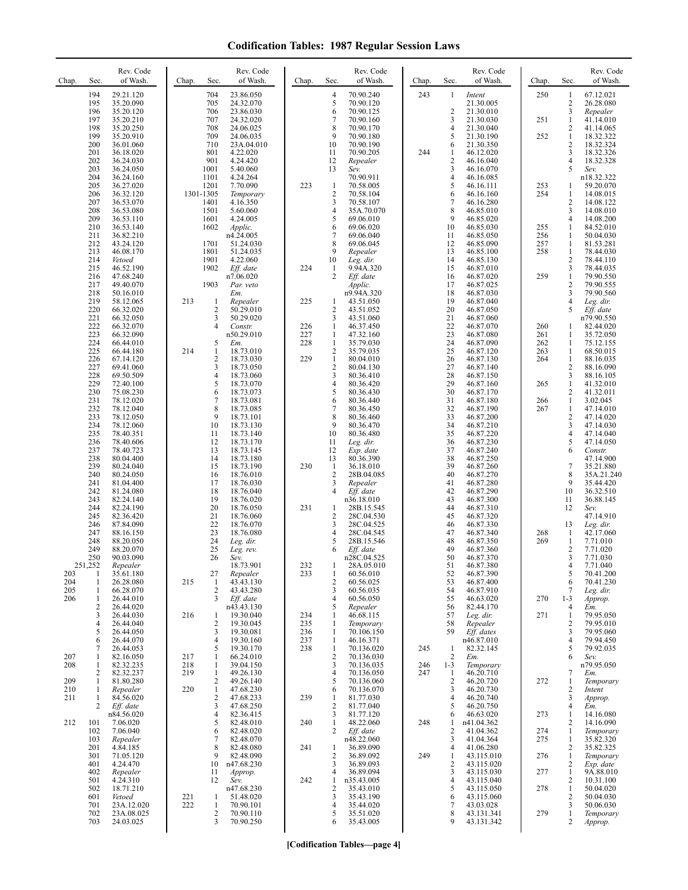# Codification Tables: 1987 Regular Session Laws

| Chap. | Sec. | Rev. Code of Wash. |
|---|---|---|
| | 194 | 29.21.120 |
| | 195 | 35.20.090 |
| | 196 | 35.20.120 |
| | 197 | 35.20.210 |
| | 198 | 35.20.250 |
| | 199 | 35.20.910 |
| | 200 | 36.01.060 |
| | 201 | 36.18.020 |
| | 202 | 36.24.030 |
| | 203 | 36.24.050 |
| | 204 | 36.24.160 |
| | 205 | 36.27.020 |
| | 206 | 36.32.120 |
| | 207 | 36.53.070 |
| | 208 | 36.53.080 |
| | 209 | 36.53.110 |
| | 210 | 36.53.140 |
| | 211 | 36.82.210 |
| | 212 | 43.24.120 |
| | 213 | 46.08.170 |
| | 214 | *Vetoed* |
| | 215 | 46.52.190 |
| | 216 | 47.68.240 |
| | 217 | 49.40.070 |
| | 218 | 50.16.010 |
| | 219 | 58.12.065 |
| | 220 | 66.32.020 |
| | 221 | 66.32.050 |
| | 222 | 66.32.070 |
| | 223 | 66.32.090 |
| | 224 | 66.44.010 |
| | 225 | 66.44.180 |
| | 226 | 67.14.120 |
| | 227 | 69.41.060 |
| | 228 | 69.50.509 |
| | 229 | 72.40.100 |
| | 230 | 75.08.230 |
| | 231 | 78.12.020 |
| | 232 | 78.12.040 |
| | 233 | 78.12.050 |
| | 234 | 78.12.060 |
| | 235 | 78.40.351 |
| | 236 | 78.40.606 |
| | 237 | 78.40.723 |
| | 238 | 80.04.400 |
| | 239 | 80.24.040 |
| | 240 | 80.24.050 |
| | 241 | 81.04.400 |
| | 242 | 81.24.080 |
| | 243 | 82.24.140 |
| | 244 | 82.24.190 |
| | 245 | 82.36.420 |
| | 246 | 87.84.090 |
| | 247 | 88.16.150 |
| | 248 | 88.20.050 |
| | 249 | 88.20.070 |
| | 250 | 90.03.090 |
| | 251,252 | *Repealer* |
| 203 | 1 | 35.61.180 |
| 204 | 1 | 26.28.080 |
| 205 | 1 | 66.28.070 |
| 206 | 1 | 26.44.010 |
| | 2 | 26.44.020 |
| | 3 | 26.44.030 |
| | 4 | 26.44.040 |
| | 5 | 26.44.050 |
| | 6 | 26.44.070 |
| | 7 | 26.44.053 |
| 207 | 1 | 82.16.050 |
| 208 | 1 | 82.32.235 |
| | 2 | 82.32.237 |
| 209 | 1 | 81.80.280 |
| 210 | 1 | *Repealer* |
| 211 | 1 | 84.56.020 |
| | 2 | *Eff. date* n84.56.020 |
| 212 | 101 | 7.06.020 |
| | 102 | 7.06.040 |
| | 103 | *Repealer* |
| | 201 | 4.84.185 |
| | 301 | 71.05.120 |
| | 401 | 4.24.470 |
| | 402 | *Repealer* |
| | 501 | 4.24.310 |
| | 502 | 18.71.210 |
| | 601 | *Vetoed* |
| | 701 | 23A.12.020 |
| | 702 | 23A.08.025 |
| | 703 | 24.03.025 |
| | 704 | 23.86.050 |
| | 705 | 24.32.070 |
| | 706 | 23.86.030 |
| | 707 | 24.32.020 |
| | 708 | 24.06.025 |
| | 709 | 24.06.035 |
| | 710 | 23A.04.010 |
| | 801 | 4.22.020 |
| | 901 | 4.24.420 |
| | 1001 | 5.40.060 |
| | 1101 | 4.24.264 |
| | 1201 | 7.70.090 |
| | 1301-1305 | *Temporary* |
| | 1401 | 4.16.350 |
| | 1501 | 5.60.060 |
| | 1601 | 4.24.005 |
| | 1602 | *Applic.* n4.24.005 |
| | 1701 | 51.24.030 |
| | 1801 | 51.24.035 |
| | 1901 | 4.22.060 |
| | 1902 | *Eff. date* n7.06.020 |
| | 1903 | *Par. veto Em.* |
| 213 | 1 | *Repealer* |
| | 2 | 50.29.010 |
| | 3 | 50.29.020 |
| | 4 | *Constr.* n50.29.010 |
| | 5 | *Em.* |
| 214 | 1 | 18.73.010 |
| | 2 | 18.73.030 |
| | 3 | 18.73.050 |
| | 4 | 18.73.060 |
| | 5 | 18.73.070 |
| | 6 | 18.73.073 |
| | 7 | 18.73.081 |
| | 8 | 18.73.085 |
| | 9 | 18.73.101 |
| | 10 | 18.73.130 |
| | 11 | 18.73.140 |
| | 12 | 18.73.170 |
| | 13 | 18.73.145 |
| | 14 | 18.73.180 |
| | 15 | 18.73.190 |
| | 16 | 18.76.010 |
| | 17 | 18.76.030 |
| | 18 | 18.76.040 |
| | 19 | 18.76.020 |
| | 20 | 18.76.050 |
| | 21 | 18.76.060 |
| | 22 | 18.76.070 |
| | 23 | 18.76.080 |
| | 24 | *Leg. dir.* |
| | 25 | *Leg. rev.* |
| | 26 | *Sev.* 18.73.901 |
| | 27 | *Repealer* |
| 215 | 1 | 43.43.130 |
| | 2 | 43.43.280 |
| | 3 | *Eff. date* n43.43.130 |
| 216 | 1 | 19.30.040 |
| | 2 | 19.30.045 |
| | 3 | 19.30.081 |
| | 4 | 19.30.160 |
| | 5 | 19.30.170 |
| 217 | 1 | 66.24.010 |
| 218 | 1 | 39.04.150 |
| 219 | 1 | 49.26.130 |
| | 2 | 49.26.140 |
| 220 | 1 | 47.68.230 |
| | 2 | 47.68.233 |
| | 3 | 47.68.250 |
| | 4 | 82.36.415 |
| | 5 | 82.48.010 |
| | 6 | 82.48.020 |
| | 7 | 82.48.070 |
| | 8 | 82.48.080 |
| | 9 | 82.48.090 |
| | 10 | n47.68.230 |
| | 11 | *Approp.* |
| | 12 | *Sev.* n47.68.230 |
| 221 | 1 | 51.48.020 |
| 222 | 1 | 70.90.101 |
| | 2 | 70.90.110 |
| | 3 | 70.90.250 |
| | 4 | 70.90.240 |
| | 5 | 70.90.120 |
| | 6 | 70.90.125 |
| | 7 | 70.90.160 |
| | 8 | 70.90.170 |
| | 9 | 70.90.180 |
| | 10 | 70.90.190 |
| | 11 | 70.90.205 |
| | 12 | *Repealer* |
| | 13 | *Sev.* 70.90.911 |
| 223 | 1 | 70.58.005 |
| | 2 | 70.58.104 |
| | 3 | 70.58.107 |
| | 4 | 35A.70.070 |
| | 5 | 69.06.010 |
| | 6 | 69.06.020 |
| | 7 | 69.06.040 |
| | 8 | 69.06.045 |
| | 9 | *Repealer* |
| | 10 | *Leg. dir.* |
| 224 | 1 | 9.94A.320 |
| | 2 | *Eff. date Applic.* n9.94A.320 |
| 225 | 1 | 43.51.050 |
| | 2 | 43.51.052 |
| | 3 | 43.51.060 |
| 226 | 1 | 46.37.450 |
| 227 | 1 | 47.32.160 |
| 228 | 1 | 35.79.030 |
| | 2 | 35.79.035 |
| 229 | 1 | 80.04.010 |
| | 2 | 80.04.130 |
| | 3 | 80.36.410 |
| | 4 | 80.36.420 |
| | 5 | 80.36.430 |
| | 6 | 80.36.440 |
| | 7 | 80.36.450 |
| | 8 | 80.36.460 |
| | 9 | 80.36.470 |
| | 10 | 80.36.480 |
| | 11 | *Leg. dir.* |
| | 12 | *Exp. date* |
| | 13 | 80.36.390 |
| 230 | 1 | 36.18.010 |
| | 2 | 28B.04.085 |
| | 3 | *Repealer* |
| | 4 | *Eff. date* n36.18.010 |
| 231 | 1 | 28B.15.545 |
| | 2 | 28C.04.530 |
| | 3 | 28C.04.525 |
| | 4 | 28C.04.545 |
| | 5 | 28B.15.546 |
| | 6 | *Eff. date* n28C.04.525 |
| 232 | 1 | 28A.05.010 |
| 233 | 1 | 60.56.010 |
| | 2 | 60.56.025 |
| | 3 | 60.56.035 |
| | 4 | 60.56.050 |
| | 5 | *Repealer* |
| 234 | 1 | 46.68.115 |
| 235 | 1 | *Temporary* |
| 236 | 1 | 70.106.150 |
| 237 | 1 | 46.16.371 |
| 238 | 1 | 70.136.020 |
| | 2 | 70.136.030 |
| | 3 | 70.136.035 |
| | 4 | 70.136.050 |
| | 5 | 70.136.060 |
| | 6 | 70.136.070 |
| 239 | 1 | 81.77.030 |
| | 2 | 81.77.040 |
| | 3 | 81.77.120 |
| 240 | 1 | 48.22.060 |
| | 2 | *Eff. date* n48.22.060 |
| 241 | 1 | 36.89.090 |
| | 2 | 36.89.092 |
| | 3 | 36.89.093 |
| | 4 | 36.89.094 |
| 242 | 1 | n35.43.005 |
| | 2 | 35.43.010 |
| | 3 | 35.43.190 |
| | 4 | 35.44.020 |
| | 5 | 35.51.020 |
| | 6 | 35.43.005 |
| 243 | 1 | *Intent* 21.30.005 |
| | 2 | 21.30.010 |
| | 3 | 21.30.030 |
| | 4 | 21.30.040 |
| | 5 | 21.30.190 |
| | 6 | 21.30.350 |
| 244 | 1 | 46.12.020 |
| | 2 | 46.16.040 |
| | 3 | 46.16.070 |
| | 4 | 46.16.085 |
| | 5 | 46.16.111 |
| | 6 | 46.16.160 |
| | 7 | 46.16.280 |
| | 8 | 46.85.010 |
| | 9 | 46.85.020 |
| | 10 | 46.85.030 |
| | 11 | 46.85.050 |
| | 12 | 46.85.090 |
| | 13 | 46.85.100 |
| | 14 | 46.85.130 |
| | 15 | 46.87.010 |
| | 16 | 46.87.020 |
| | 17 | 46.87.025 |
| | 18 | 46.87.030 |
| | 19 | 46.87.040 |
| | 20 | 46.87.050 |
| | 21 | 46.87.060 |
| | 22 | 46.87.070 |
| | 23 | 46.87.080 |
| | 24 | 46.87.090 |
| | 25 | 46.87.120 |
| | 26 | 46.87.130 |
| | 27 | 46.87.140 |
| | 28 | 46.87.150 |
| | 29 | 46.87.160 |
| | 30 | 46.87.170 |
| | 31 | 46.87.180 |
| | 32 | 46.87.190 |
| | 33 | 46.87.200 |
| | 34 | 46.87.210 |
| | 35 | 46.87.220 |
| | 36 | 46.87.230 |
| | 37 | 46.87.240 |
| | 38 | 46.87.250 |
| | 39 | 46.87.260 |
| | 40 | 46.87.270 |
| | 41 | 46.87.280 |
| | 42 | 46.87.290 |
| | 43 | 46.87.300 |
| | 44 | 46.87.310 |
| | 45 | 46.87.320 |
| | 46 | 46.87.330 |
| | 47 | 46.87.340 |
| | 48 | 46.87.350 |
| | 49 | 46.87.360 |
| | 50 | 46.87.370 |
| | 51 | 46.87.380 |
| | 52 | 46.87.390 |
| | 53 | 46.87.400 |
| | 54 | 46.87.910 |
| | 55 | 46.63.020 |
| | 56 | 82.44.170 |
| | 57 | *Leg. dir.* |
| | 58 | *Repealer* |
| | 59 | *Eff. dates* n46.87.010 |
| 245 | 1 | 82.32.145 |
| | 2 | *Em.* |
| 246 | 1-3 | *Temporary* |
| 247 | 1 | 46.20.710 |
| | 2 | 46.20.720 |
| | 3 | 46.20.730 |
| | 4 | 46.20.740 |
| | 5 | 46.20.750 |
| | 6 | 46.63.020 |
| 248 | 1 | n41.04.362 |
| | 2 | 41.04.362 |
| | 3 | 41.04.364 |
| | 4 | 41.06.280 |
| 249 | 1 | 43.115.010 |
| | 2 | 43.115.020 |
| | 3 | 43.115.030 |
| | 4 | 43.115.040 |
| | 5 | 43.115.050 |
| | 6 | 43.115.060 |
| | 7 | 43.03.028 |
| | 8 | 43.131.341 |
| | 9 | 43.131.342 |
| 250 | 1 | 67.12.021 |
| | 2 | 26.28.080 |
| | 3 | *Repealer* |
| 251 | 1 | 41.14.010 |
| | 2 | 41.14.065 |
| 252 | 1 | 18.32.322 |
| | 2 | 18.32.324 |
| | 3 | 18.32.326 |
| | 4 | 18.32.328 |
| | 5 | *Sev.* n18.32.322 |
| 253 | 1 | 59.20.070 |
| 254 | 1 | 14.08.015 |
| | 2 | 14.08.122 |
| | 3 | 14.08.010 |
| | 4 | 14.08.200 |
| 255 | 1 | 84.52.010 |
| 256 | 1 | 50.04.030 |
| 257 | 1 | 81.53.281 |
| 258 | 1 | 78.44.030 |
| | 2 | 78.44.110 |
| | 3 | 78.44.035 |
| 259 | 1 | 79.90.550 |
| | 2 | 79.90.555 |
| | 3 | 79.90.560 |
| | 4 | *Leg. dir.* |
| | 5 | *Eff. date* n79.90.550 |
| 260 | 1 | 82.44.020 |
| 261 | 1 | 35.72.050 |
| 262 | 1 | 75.12.155 |
| 263 | 1 | 68.50.015 |
| 264 | 1 | 88.16.035 |
| | 2 | 88.16.090 |
| | 3 | 88.16.105 |
| 265 | 1 | 41.32.010 |
| | 2 | 41.32.011 |
| 266 | 1 | 3.02.045 |
| 267 | 1 | 47.14.010 |
| | 2 | 47.14.020 |
| | 3 | 47.14.030 |
| | 4 | 47.14.040 |
| | 5 | 47.14.050 |
| | 6 | *Constr.* 47.14.900 |
| | 7 | 35.21.880 |
| | 8 | 35A.21.240 |
| | 9 | 35.44.420 |
| | 10 | 36.32.510 |
| | 11 | 36.88.145 |
| | 12 | *Sev.* 47.14.910 |
| | 13 | *Leg. dir.* |
| 268 | 1 | 42.17.060 |
| 269 | 1 | 7.71.010 |
| | 2 | 7.71.020 |
| | 3 | 7.71.030 |
| | 4 | 7.71.040 |
| | 5 | 70.41.200 |
| | 6 | 70.41.230 |
| | 7 | *Leg. dir.* |
| 270 | 1-3 | *Approp.* |
| | 4 | *Em.* |
| 271 | 1 | 79.95.050 |
| | 2 | 79.95.010 |
| | 3 | 79.95.060 |
| | 4 | 79.94.450 |
| | 5 | 79.92.035 |
| | 6 | *Sev.* n79.95.050 |
| | 7 | *Em.* |
| 272 | 1 | *Temporary* |
| | 2 | *Intent* |
| | 3 | *Approp.* |
| | 4 | *Em.* |
| 273 | 1 | 14.16.080 |
| | 2 | 14.16.090 |
| 274 | 1 | *Temporary* |
| 275 | 1 | 35.82.320 |
| | 2 | 35.82.325 |
| 276 | 1 | *Temporary* |
| | 2 | *Exp. date* |
| 277 | 1 | 9A.88.010 |
| | 2 | 10.31.100 |
| 278 | 1 | 50.04.020 |
| | 2 | 50.04.030 |
| | 3 | 50.06.030 |
| 279 | 1 | *Temporary* |
| | 2 | *Approp.* |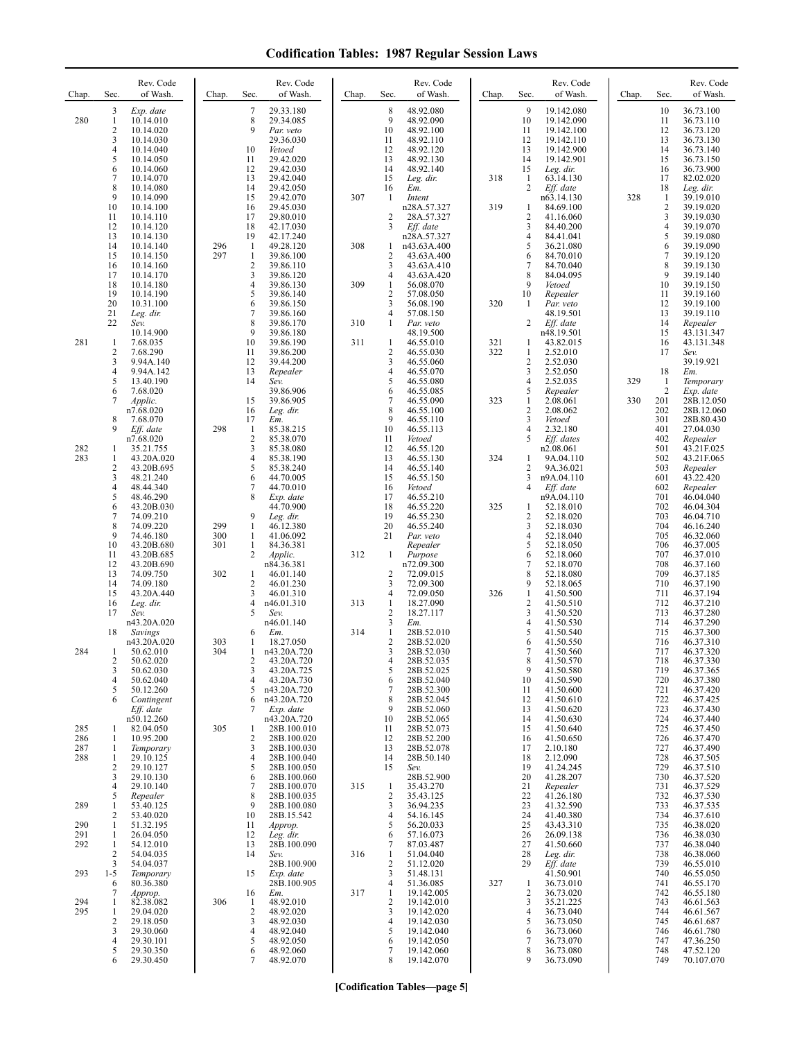# Codification Tables: 1987 Regular Session Laws

| Chap. | Sec. | Rev. Code of Wash. |
|---|---|---|
| | 3 | *Exp. date* |
| 280 | 1 | 10.14.010 |
| | 2 | 10.14.020 |
| | 3 | 10.14.030 |
| | 4 | 10.14.040 |
| | 5 | 10.14.050 |
| | 6 | 10.14.060 |
| | 7 | 10.14.070 |
| | 8 | 10.14.080 |
| | 9 | 10.14.090 |
| | 10 | 10.14.100 |
| | 11 | 10.14.110 |
| | 12 | 10.14.120 |
| | 13 | 10.14.130 |
| | 14 | 10.14.140 |
| | 15 | 10.14.150 |
| | 16 | 10.14.160 |
| | 17 | 10.14.170 |
| | 18 | 10.14.180 |
| | 19 | 10.14.190 |
| | 20 | 10.31.100 |
| | 21 | *Leg. dir.* |
| | 22 | *Sev.* 10.14.900 |
| 281 | 1 | 7.68.035 |
| | 2 | 7.68.290 |
| | 3 | 9.94A.140 |
| | 4 | 9.94A.142 |
| | 5 | 13.40.190 |
| | 6 | 7.68.020 |
| | 7 | *Applic.* n7.68.020 |
| | 8 | 7.68.070 |
| | 9 | *Eff. date* n7.68.020 |
| 282 | 1 | 35.21.755 |
| 283 | 1 | 43.20A.020 |
| | 2 | 43.20B.695 |
| | 3 | 48.21.240 |
| | 4 | 48.44.340 |
| | 5 | 48.46.290 |
| | 6 | 43.20B.030 |
| | 7 | 74.09.210 |
| | 8 | 74.09.220 |
| | 9 | 74.46.180 |
| | 10 | 43.20B.680 |
| | 11 | 43.20B.685 |
| | 12 | 43.20B.690 |
| | 13 | 74.09.750 |
| | 14 | 74.09.180 |
| | 15 | 43.20A.440 |
| | 16 | *Leg. dir.* |
| | 17 | *Sev.* n43.20A.020 |
| | 18 | *Savings* n43.20A.020 |
| 284 | 1 | 50.62.010 |
| | 2 | 50.62.020 |
| | 3 | 50.62.030 |
| | 4 | 50.62.040 |
| | 5 | 50.12.260 |
| | 6 | *Contingent Eff. date* n50.12.260 |
| 285 | 1 | 82.04.050 |
| 286 | 1 | 10.95.200 |
| 287 | 1 | *Temporary* |
| 288 | 1 | 29.10.125 |
| | 2 | 29.10.127 |
| | 3 | 29.10.130 |
| | 4 | 29.10.140 |
| | 5 | *Repealer* |
| 289 | 1 | 53.40.125 |
| | 2 | 53.40.020 |
| 290 | 1 | 51.32.195 |
| 291 | 1 | 26.04.050 |
| 292 | 1 | 54.12.010 |
| | 2 | 54.04.035 |
| | 3 | 54.04.037 |
| 293 | 1-5 | *Temporary* |
| | 6 | 80.36.380 |
| | 7 | *Approp.* |
| 294 | 1 | 82.38.082 |
| 295 | 1 | 29.04.020 |
| | 2 | 29.18.050 |
| | 3 | 29.30.060 |
| | 4 | 29.30.101 |
| | 5 | 29.30.350 |
| | 6 | 29.30.450 |
| | 7 | 29.33.180 |
| | 8 | 29.34.085 |
| | 9 | *Par. veto* 29.36.030 |
| | 10 | *Vetoed* |
| | 11 | 29.42.020 |
| | 12 | 29.42.030 |
| | 13 | 29.42.040 |
| | 14 | 29.42.050 |
| | 15 | 29.42.070 |
| | 16 | 29.45.030 |
| | 17 | 29.80.010 |
| | 18 | 42.17.030 |
| | 19 | 42.17.240 |
| 296 | 1 | 49.28.120 |
| 297 | 1 | 39.86.100 |
| | 2 | 39.86.110 |
| | 3 | 39.86.120 |
| | 4 | 39.86.130 |
| | 5 | 39.86.140 |
| | 6 | 39.86.150 |
| | 7 | 39.86.160 |
| | 8 | 39.86.170 |
| | 9 | 39.86.180 |
| | 10 | 39.86.190 |
| | 11 | 39.86.200 |
| | 12 | 39.44.200 |
| | 13 | *Repealer* |
| | 14 | *Sev.* 39.86.906 |
| | 15 | 39.86.905 |
| | 16 | *Leg. dir.* |
| | 17 | *Em.* |
| 298 | 1 | 85.38.215 |
| | 2 | 85.38.070 |
| | 3 | 85.38.080 |
| | 4 | 85.38.190 |
| | 5 | 85.38.240 |
| | 6 | 44.70.005 |
| | 7 | 44.70.010 |
| | 8 | *Exp. date* 44.70.900 |
| | 9 | *Leg. dir.* |
| 299 | 1 | 46.12.380 |
| 300 | 1 | 41.06.092 |
| 301 | 1 | 84.36.381 |
| | 2 | *Applic.* n84.36.381 |
| 302 | 1 | 46.01.140 |
| | 2 | 46.01.230 |
| | 3 | 46.01.310 |
| | 4 | n46.01.310 |
| | 5 | *Sev.* n46.01.140 |
| | 6 | *Em.* |
| 303 | 1 | 18.27.050 |
| 304 | 1 | n43.20A.720 |
| | 2 | 43.20A.720 |
| | 3 | 43.20A.725 |
| | 4 | 43.20A.730 |
| | 5 | n43.20A.720 |
| | 6 | n43.20A.720 |
| | 7 | *Exp. date* n43.20A.720 |
| 305 | 1 | 28B.100.010 |
| | 2 | 28B.100.020 |
| | 3 | 28B.100.030 |
| | 4 | 28B.100.040 |
| | 5 | 28B.100.050 |
| | 6 | 28B.100.060 |
| | 7 | 28B.100.070 |
| | 8 | 28B.100.035 |
| | 9 | 28B.100.080 |
| | 10 | 28B.15.542 |
| | 11 | *Approp.* |
| | 12 | *Leg. dir.* |
| | 13 | 28B.100.090 |
| | 14 | *Sev.* 28B.100.900 |
| | 15 | *Exp. date* 28B.100.905 |
| | 16 | *Em.* |
| 306 | 1 | 48.92.010 |
| | 2 | 48.92.020 |
| | 3 | 48.92.030 |
| | 4 | 48.92.040 |
| | 5 | 48.92.050 |
| | 6 | 48.92.060 |
| | 7 | 48.92.070 |
| | 8 | 48.92.080 |
| | 9 | 48.92.090 |
| | 10 | 48.92.100 |
| | 11 | 48.92.110 |
| | 12 | 48.92.120 |
| | 13 | 48.92.130 |
| | 14 | 48.92.140 |
| | 15 | *Leg. dir.* |
| | 16 | *Em.* |
| 307 | 1 | *Intent* n28A.57.327 |
| | 2 | 28A.57.327 |
| | 3 | *Eff. date* n28A.57.327 |
| 308 | 1 | n43.63A.400 |
| | 2 | 43.63A.400 |
| | 3 | 43.63A.410 |
| | 4 | 43.63A.420 |
| 309 | 1 | 56.08.070 |
| | 2 | 57.08.050 |
| | 3 | 56.08.190 |
| | 4 | 57.08.150 |
| 310 | 1 | *Par. veto* 48.19.500 |
| 311 | 1 | 46.55.010 |
| | 2 | 46.55.030 |
| | 3 | 46.55.060 |
| | 4 | 46.55.070 |
| | 5 | 46.55.080 |
| | 6 | 46.55.085 |
| | 7 | 46.55.090 |
| | 8 | 46.55.100 |
| | 9 | 46.55.110 |
| | 10 | 46.55.113 |
| | 11 | *Vetoed* |
| | 12 | 46.55.120 |
| | 13 | 46.55.130 |
| | 14 | 46.55.140 |
| | 15 | 46.55.150 |
| | 16 | *Vetoed* |
| | 17 | 46.55.210 |
| | 18 | 46.55.220 |
| | 19 | 46.55.230 |
| | 20 | 46.55.240 |
| | 21 | *Par. veto Repealer* |
| 312 | 1 | *Purpose* n72.09.300 |
| | 2 | 72.09.015 |
| | 3 | 72.09.300 |
| | 4 | 72.09.050 |
| 313 | 1 | 18.27.090 |
| | 2 | 18.27.117 |
| | 3 | *Em.* |
| 314 | 1 | 28B.52.010 |
| | 2 | 28B.52.020 |
| | 3 | 28B.52.030 |
| | 4 | 28B.52.035 |
| | 5 | 28B.52.025 |
| | 6 | 28B.52.040 |
| | 7 | 28B.52.300 |
| | 8 | 28B.52.045 |
| | 9 | 28B.52.060 |
| | 10 | 28B.52.065 |
| | 11 | 28B.52.073 |
| | 12 | 28B.52.200 |
| | 13 | 28B.52.078 |
| | 14 | 28B.50.140 |
| | 15 | *Sev.* 28B.52.900 |
| 315 | 1 | 35.43.270 |
| | 2 | 35.43.125 |
| | 3 | 36.94.235 |
| | 4 | 54.16.145 |
| | 5 | 56.20.033 |
| | 6 | 57.16.073 |
| | 7 | 87.03.487 |
| 316 | 1 | 51.04.040 |
| | 2 | 51.12.020 |
| | 3 | 51.48.131 |
| | 4 | 51.36.085 |
| 317 | 1 | 19.142.005 |
| | 2 | 19.142.010 |
| | 3 | 19.142.020 |
| | 4 | 19.142.030 |
| | 5 | 19.142.040 |
| | 6 | 19.142.050 |
| | 7 | 19.142.060 |
| | 8 | 19.142.070 |
| | 9 | 19.142.080 |
| | 10 | 19.142.090 |
| | 11 | 19.142.100 |
| | 12 | 19.142.110 |
| | 13 | 19.142.900 |
| | 14 | 19.142.901 |
| | 15 | *Leg. dir.* |
| 318 | 1 | 63.14.130 |
| | 2 | *Eff. date* n63.14.130 |
| 319 | 1 | 84.69.100 |
| | 2 | 41.16.060 |
| | 3 | 84.40.200 |
| | 4 | 84.41.041 |
| | 5 | 36.21.080 |
| | 6 | 84.70.010 |
| | 7 | 84.70.040 |
| | 8 | 84.04.095 |
| | 9 | *Vetoed* |
| | 10 | *Repealer* |
| 320 | 1 | *Par. veto* 48.19.501 |
| | 2 | *Eff. date* n48.19.501 |
| 321 | 1 | 43.82.015 |
| 322 | 1 | 2.52.010 |
| | 2 | 2.52.030 |
| | 3 | 2.52.050 |
| | 4 | 2.52.035 |
| | 5 | *Repealer* |
| 323 | 1 | 2.08.061 |
| | 2 | 2.08.062 |
| | 3 | *Vetoed* |
| | 4 | 2.32.180 |
| | 5 | *Eff. dates* n2.08.061 |
| 324 | 1 | 9A.04.110 |
| | 2 | 9A.36.021 |
| | 3 | n9A.04.110 |
| | 4 | *Eff. date* n9A.04.110 |
| 325 | 1 | 52.18.010 |
| | 2 | 52.18.020 |
| | 3 | 52.18.030 |
| | 4 | 52.18.040 |
| | 5 | 52.18.050 |
| | 6 | 52.18.060 |
| | 7 | 52.18.070 |
| | 8 | 52.18.080 |
| | 9 | 52.18.065 |
| 326 | 1 | 41.50.500 |
| | 2 | 41.50.510 |
| | 3 | 41.50.520 |
| | 4 | 41.50.530 |
| | 5 | 41.50.540 |
| | 6 | 41.50.550 |
| | 7 | 41.50.560 |
| | 8 | 41.50.570 |
| | 9 | 41.50.580 |
| | 10 | 41.50.590 |
| | 11 | 41.50.600 |
| | 12 | 41.50.610 |
| | 13 | 41.50.620 |
| | 14 | 41.50.630 |
| | 15 | 41.50.640 |
| | 16 | 41.50.650 |
| | 17 | 2.10.180 |
| | 18 | 2.12.090 |
| | 19 | 41.24.245 |
| | 20 | 41.28.207 |
| | 21 | *Repealer* |
| | 22 | 41.26.180 |
| | 23 | 41.32.590 |
| | 24 | 41.40.380 |
| | 25 | 43.43.310 |
| | 26 | 26.09.138 |
| | 27 | 41.50.660 |
| | 28 | *Leg. dir.* |
| | 29 | *Eff. date* 41.50.901 |
| 327 | 1 | 36.73.010 |
| | 2 | 36.73.020 |
| | 3 | 35.21.225 |
| | 4 | 36.73.040 |
| | 5 | 36.73.050 |
| | 6 | 36.73.060 |
| | 7 | 36.73.070 |
| | 8 | 36.73.080 |
| | 9 | 36.73.090 |
| | 10 | 36.73.100 |
| | 11 | 36.73.110 |
| | 12 | 36.73.120 |
| | 13 | 36.73.130 |
| | 14 | 36.73.140 |
| | 15 | 36.73.150 |
| | 16 | 36.73.900 |
| | 17 | 82.02.020 |
| | 18 | *Leg. dir.* |
| 328 | 1 | 39.19.010 |
| | 2 | 39.19.020 |
| | 3 | 39.19.030 |
| | 4 | 39.19.070 |
| | 5 | 39.19.080 |
| | 6 | 39.19.090 |
| | 7 | 39.19.120 |
| | 8 | 39.19.130 |
| | 9 | 39.19.140 |
| | 10 | 39.19.150 |
| | 11 | 39.19.160 |
| | 12 | 39.19.100 |
| | 13 | 39.19.110 |
| | 14 | *Repealer* |
| | 15 | 43.131.347 |
| | 16 | 43.131.348 |
| | 17 | *Sev.* 39.19.921 |
| | 18 | *Em.* |
| 329 | 1 | *Temporary* |
| | 2 | *Exp. date* |
| 330 | 201 | 28B.12.050 |
| | 202 | 28B.12.060 |
| | 301 | 28B.80.430 |
| | 401 | 27.04.030 |
| | 402 | *Repealer* |
| | 501 | 43.21F.025 |
| | 502 | 43.21F.065 |
| | 503 | *Repealer* |
| | 601 | 43.22.420 |
| | 602 | *Repealer* |
| | 701 | 46.04.040 |
| | 702 | 46.04.304 |
| | 703 | 46.04.710 |
| | 704 | 46.16.240 |
| | 705 | 46.32.060 |
| | 706 | 46.37.005 |
| | 707 | 46.37.010 |
| | 708 | 46.37.160 |
| | 709 | 46.37.185 |
| | 710 | 46.37.190 |
| | 711 | 46.37.194 |
| | 712 | 46.37.210 |
| | 713 | 46.37.280 |
| | 714 | 46.37.290 |
| | 715 | 46.37.300 |
| | 716 | 46.37.310 |
| | 717 | 46.37.320 |
| | 718 | 46.37.330 |
| | 719 | 46.37.365 |
| | 720 | 46.37.380 |
| | 721 | 46.37.420 |
| | 722 | 46.37.425 |
| | 723 | 46.37.430 |
| | 724 | 46.37.440 |
| | 725 | 46.37.450 |
| | 726 | 46.37.470 |
| | 727 | 46.37.490 |
| | 728 | 46.37.505 |
| | 729 | 46.37.510 |
| | 730 | 46.37.520 |
| | 731 | 46.37.529 |
| | 732 | 46.37.530 |
| | 733 | 46.37.535 |
| | 734 | 46.37.610 |
| | 735 | 46.38.020 |
| | 736 | 46.38.030 |
| | 737 | 46.38.040 |
| | 738 | 46.38.060 |
| | 739 | 46.55.010 |
| | 740 | 46.55.050 |
| | 741 | 46.55.170 |
| | 742 | 46.55.180 |
| | 743 | 46.61.563 |
| | 744 | 46.61.567 |
| | 745 | 46.61.687 |
| | 746 | 46.61.780 |
| | 747 | 47.36.250 |
| | 748 | 47.52.120 |
| | 749 | 70.107.070 |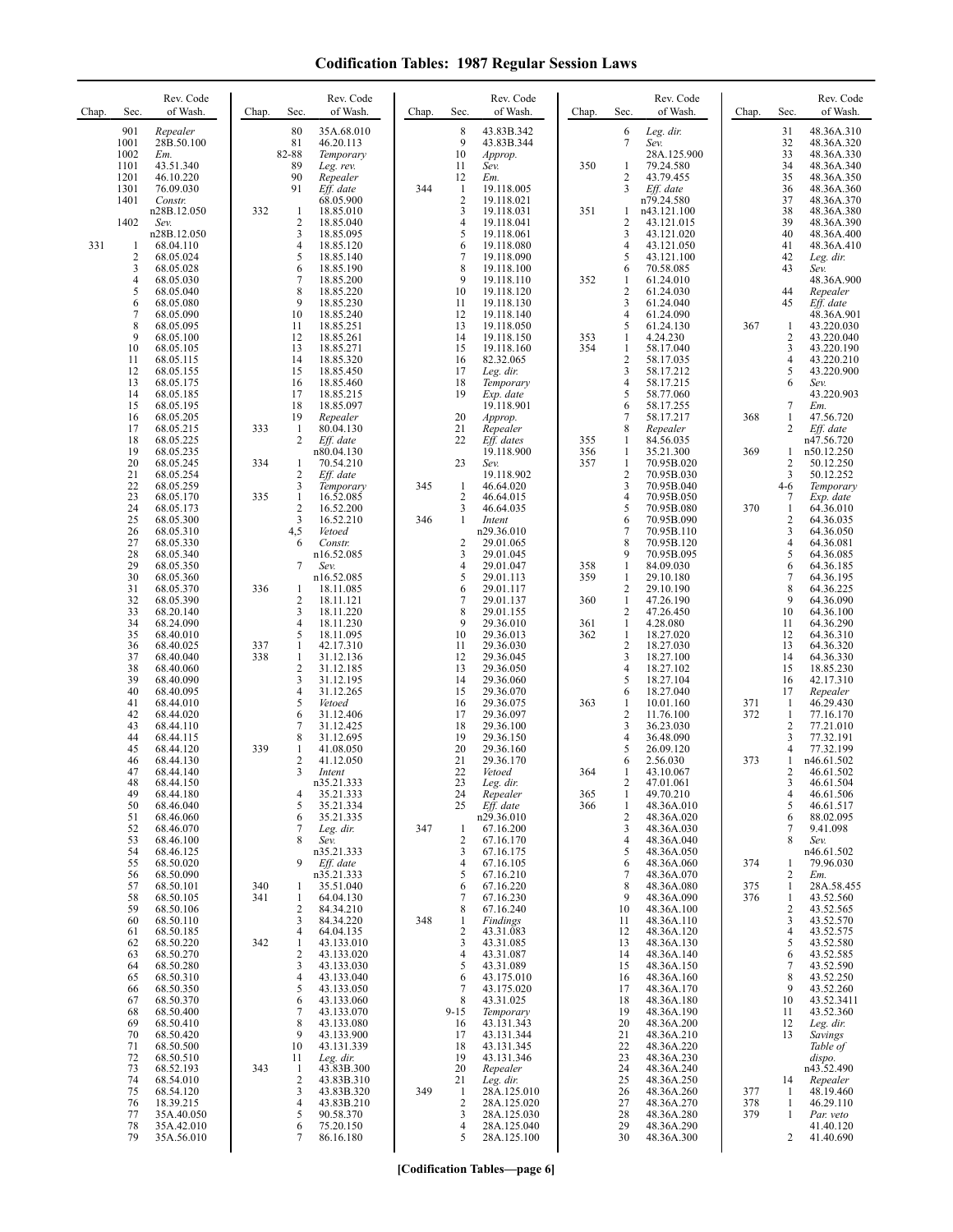# Codification Tables: 1987 Regular Session Laws

| Chap. | Sec. | Rev. Code of Wash. |
|---|---|---|
| | 901 | *Repealer* |
| | 1001 | 28B.50.100 |
| | 1002 | *Em.* |
| | 1101 | 43.51.340 |
| | 1201 | 46.10.220 |
| | 1301 | 76.09.030 |
| | 1401 | *Constr.* n28B.12.050 |
| | 1402 | *Sev.* n28B.12.050 |
| 331 | 1 | 68.04.110 |
| | 2 | 68.05.024 |
| | 3 | 68.05.028 |
| | 4 | 68.05.030 |
| | 5 | 68.05.040 |
| | 6 | 68.05.080 |
| | 7 | 68.05.090 |
| | 8 | 68.05.095 |
| | 9 | 68.05.100 |
| | 10 | 68.05.105 |
| | 11 | 68.05.115 |
| | 12 | 68.05.155 |
| | 13 | 68.05.175 |
| | 14 | 68.05.185 |
| | 15 | 68.05.195 |
| | 16 | 68.05.205 |
| | 17 | 68.05.215 |
| | 18 | 68.05.225 |
| | 19 | 68.05.235 |
| | 20 | 68.05.245 |
| | 21 | 68.05.254 |
| | 22 | 68.05.259 |
| | 23 | 68.05.170 |
| | 24 | 68.05.173 |
| | 25 | 68.05.300 |
| | 26 | 68.05.310 |
| | 27 | 68.05.330 |
| | 28 | 68.05.340 |
| | 29 | 68.05.350 |
| | 30 | 68.05.360 |
| | 31 | 68.05.370 |
| | 32 | 68.05.390 |
| | 33 | 68.20.140 |
| | 34 | 68.24.090 |
| | 35 | 68.40.010 |
| | 36 | 68.40.025 |
| | 37 | 68.40.040 |
| | 38 | 68.40.060 |
| | 39 | 68.40.090 |
| | 40 | 68.40.095 |
| | 41 | 68.44.010 |
| | 42 | 68.44.020 |
| | 43 | 68.44.110 |
| | 44 | 68.44.115 |
| | 45 | 68.44.120 |
| | 46 | 68.44.130 |
| | 47 | 68.44.140 |
| | 48 | 68.44.150 |
| | 49 | 68.44.180 |
| | 50 | 68.46.040 |
| | 51 | 68.46.060 |
| | 52 | 68.46.070 |
| | 53 | 68.46.100 |
| | 54 | 68.46.125 |
| | 55 | 68.50.020 |
| | 56 | 68.50.090 |
| | 57 | 68.50.101 |
| | 58 | 68.50.105 |
| | 59 | 68.50.106 |
| | 60 | 68.50.110 |
| | 61 | 68.50.185 |
| | 62 | 68.50.220 |
| | 63 | 68.50.270 |
| | 64 | 68.50.280 |
| | 65 | 68.50.310 |
| | 66 | 68.50.350 |
| | 67 | 68.50.370 |
| | 68 | 68.50.400 |
| | 69 | 68.50.410 |
| | 70 | 68.50.420 |
| | 71 | 68.50.500 |
| | 72 | 68.50.510 |
| | 73 | 68.52.193 |
| | 74 | 68.54.010 |
| | 75 | 68.54.120 |
| | 76 | 18.39.215 |
| | 77 | 35A.40.050 |
| | 78 | 35A.42.010 |
| | 79 | 35A.56.010 |
| | 80 | 35A.68.010 |
| | 81 | 46.20.113 |
| | 82-88 | *Temporary* |
| | 89 | *Leg. rev.* |
| | 90 | *Repealer* |
| | 91 | *Eff. date* 68.05.900 |
| 332 | 1 | 18.85.010 |
| | 2 | 18.85.040 |
| | 3 | 18.85.095 |
| | 4 | 18.85.120 |
| | 5 | 18.85.140 |
| | 6 | 18.85.190 |
| | 7 | 18.85.200 |
| | 8 | 18.85.220 |
| | 9 | 18.85.230 |
| | 10 | 18.85.240 |
| | 11 | 18.85.251 |
| | 12 | 18.85.261 |
| | 13 | 18.85.271 |
| | 14 | 18.85.320 |
| | 15 | 18.85.450 |
| | 16 | 18.85.460 |
| | 17 | 18.85.215 |
| | 18 | 18.85.097 |
| | 19 | *Repealer* |
| 333 | 1 | 80.04.130 |
| | 2 | *Eff. date* n80.04.130 |
| 334 | 1 | 70.54.210 |
| | 2 | *Eff. date* |
| | 3 | *Temporary* |
| 335 | 1 | 16.52.085 |
| | 2 | 16.52.200 |
| | 3 | 16.52.210 |
| | 4,5 | *Vetoed* |
| | 6 | *Constr.* n16.52.085 |
| | 7 | *Sev.* n16.52.085 |
| 336 | 1 | 18.11.085 |
| | 2 | 18.11.121 |
| | 3 | 18.11.220 |
| | 4 | 18.11.230 |
| | 5 | 18.11.095 |
| 337 | 1 | 42.17.310 |
| 338 | 1 | 31.12.136 |
| | 2 | 31.12.185 |
| | 3 | 31.12.195 |
| | 4 | 31.12.265 |
| | 5 | *Vetoed* |
| | 6 | 31.12.406 |
| | 7 | 31.12.425 |
| | 8 | 31.12.695 |
| 339 | 1 | 41.08.050 |
| | 2 | 41.12.050 |
| | 3 | *Intent* n35.21.333 |
| | 4 | 35.21.333 |
| | 5 | 35.21.334 |
| | 6 | 35.21.335 |
| | 7 | *Leg. dir.* |
| | 8 | *Sev.* n35.21.333 |
| | 9 | *Eff. date* n35.21.333 |
| 340 | 1 | 35.51.040 |
| 341 | 1 | 64.04.130 |
| | 2 | 84.34.210 |
| | 3 | 84.34.220 |
| | 4 | 64.04.135 |
| 342 | 1 | 43.133.010 |
| | 2 | 43.133.020 |
| | 3 | 43.133.030 |
| | 4 | 43.133.040 |
| | 5 | 43.133.050 |
| | 6 | 43.133.060 |
| | 7 | 43.133.070 |
| | 8 | 43.133.080 |
| | 9 | 43.133.900 |
| | 10 | 43.131.339 |
| | 11 | *Leg. dir.* |
| 343 | 1 | 43.83B.300 |
| | 2 | 43.83B.310 |
| | 3 | 43.83B.320 |
| | 4 | 43.83B.210 |
| | 5 | 90.58.370 |
| | 6 | 75.20.150 |
| | 7 | 86.16.180 |
| | 8 | 43.83B.342 |
| | 9 | 43.83B.344 |
| | 10 | *Approp.* |
| | 11 | *Sev.* |
| | 12 | *Em.* |
| 344 | 1 | 19.118.005 |
| | 2 | 19.118.021 |
| | 3 | 19.118.031 |
| | 4 | 19.118.041 |
| | 5 | 19.118.061 |
| | 6 | 19.118.080 |
| | 7 | 19.118.090 |
| | 8 | 19.118.100 |
| | 9 | 19.118.110 |
| | 10 | 19.118.120 |
| | 11 | 19.118.130 |
| | 12 | 19.118.140 |
| | 13 | 19.118.050 |
| | 14 | 19.118.150 |
| | 15 | 19.118.160 |
| | 16 | 82.32.065 |
| | 17 | *Leg. dir.* |
| | 18 | *Temporary* |
| | 19 | *Exp. date* 19.118.901 |
| | 20 | *Approp.* |
| | 21 | *Repealer* |
| | 22 | *Eff. dates* 19.118.900 |
| | 23 | *Sev.* 19.118.902 |
| 345 | 1 | 46.64.020 |
| | 2 | 46.64.015 |
| | 3 | 46.64.035 |
| 346 | 1 | *Intent* n29.36.010 |
| | 2 | 29.01.065 |
| | 3 | 29.01.045 |
| | 4 | 29.01.047 |
| | 5 | 29.01.113 |
| | 6 | 29.01.117 |
| | 7 | 29.01.137 |
| | 8 | 29.01.155 |
| | 9 | 29.36.010 |
| | 10 | 29.36.013 |
| | 11 | 29.36.030 |
| | 12 | 29.36.045 |
| | 13 | 29.36.050 |
| | 14 | 29.36.060 |
| | 15 | 29.36.070 |
| | 16 | 29.36.075 |
| | 17 | 29.36.097 |
| | 18 | 29.36.100 |
| | 19 | 29.36.150 |
| | 20 | 29.36.160 |
| | 21 | 29.36.170 |
| | 22 | *Vetoed* |
| | 23 | *Leg. dir.* |
| | 24 | *Repealer* |
| | 25 | *Eff. date* n29.36.010 |
| 347 | 1 | 67.16.200 |
| | 2 | 67.16.170 |
| | 3 | 67.16.175 |
| | 4 | 67.16.105 |
| | 5 | 67.16.210 |
| | 6 | 67.16.220 |
| | 7 | 67.16.230 |
| | 8 | 67.16.240 |
| 348 | 1 | *Findings* |
| | 2 | 43.31.083 |
| | 3 | 43.31.085 |
| | 4 | 43.31.087 |
| | 5 | 43.31.089 |
| | 6 | 43.175.010 |
| | 7 | 43.175.020 |
| | 8 | 43.31.025 |
| | 9-15 | *Temporary* |
| | 16 | 43.131.343 |
| | 17 | 43.131.344 |
| | 18 | 43.131.345 |
| | 19 | 43.131.346 |
| | 20 | *Repealer* |
| | 21 | *Leg. dir.* |
| 349 | 1 | 28A.125.010 |
| | 2 | 28A.125.020 |
| | 3 | 28A.125.030 |
| | 4 | 28A.125.040 |
| | 5 | 28A.125.100 |
| | 6 | *Leg. dir.* |
| | 7 | *Sev.* 28A.125.900 |
| 350 | 1 | 79.24.580 |
| | 2 | 43.79.455 |
| | 3 | *Eff. date* n79.24.580 |
| 351 | 1 | n43.121.100 |
| | 2 | 43.121.015 |
| | 3 | 43.121.020 |
| | 4 | 43.121.050 |
| | 5 | 43.121.100 |
| | 6 | 70.58.085 |
| 352 | 1 | 61.24.010 |
| | 2 | 61.24.030 |
| | 3 | 61.24.040 |
| | 4 | 61.24.090 |
| | 5 | 61.24.130 |
| 353 | 1 | 4.24.230 |
| 354 | 1 | 58.17.040 |
| | 2 | 58.17.035 |
| | 3 | 58.17.212 |
| | 4 | 58.17.215 |
| | 5 | 58.77.060 |
| | 6 | 58.17.255 |
| | 7 | 58.17.217 |
| | 8 | *Repealer* |
| 355 | 1 | 84.56.035 |
| 356 | 1 | 35.21.300 |
| 357 | 1 | 70.95B.020 |
| | 2 | 70.95B.030 |
| | 3 | 70.95B.040 |
| | 4 | 70.95B.050 |
| | 5 | 70.95B.080 |
| | 6 | 70.95B.090 |
| | 7 | 70.95B.110 |
| | 8 | 70.95B.120 |
| | 9 | 70.95B.095 |
| 358 | 1 | 84.09.030 |
| 359 | 1 | 29.10.180 |
| | 2 | 29.10.190 |
| 360 | 1 | 47.26.190 |
| | 2 | 47.26.450 |
| 361 | 1 | 4.28.080 |
| 362 | 1 | 18.27.020 |
| | 2 | 18.27.030 |
| | 3 | 18.27.100 |
| | 4 | 18.27.102 |
| | 5 | 18.27.104 |
| | 6 | 18.27.040 |
| 363 | 1 | 10.01.160 |
| | 2 | 11.76.100 |
| | 3 | 36.23.030 |
| | 4 | 36.48.090 |
| | 5 | 26.09.120 |
| | 6 | 2.56.030 |
| 364 | 1 | 43.10.067 |
| | 2 | 47.01.061 |
| 365 | 1 | 49.70.210 |
| 366 | 1 | 48.36A.010 |
| | 2 | 48.36A.020 |
| | 3 | 48.36A.030 |
| | 4 | 48.36A.040 |
| | 5 | 48.36A.050 |
| | 6 | 48.36A.060 |
| | 7 | 48.36A.070 |
| | 8 | 48.36A.080 |
| | 9 | 48.36A.090 |
| | 10 | 48.36A.100 |
| | 11 | 48.36A.110 |
| | 12 | 48.36A.120 |
| | 13 | 48.36A.130 |
| | 14 | 48.36A.140 |
| | 15 | 48.36A.150 |
| | 16 | 48.36A.160 |
| | 17 | 48.36A.170 |
| | 18 | 48.36A.180 |
| | 19 | 48.36A.190 |
| | 20 | 48.36A.200 |
| | 21 | 48.36A.210 |
| | 22 | 48.36A.220 |
| | 23 | 48.36A.230 |
| | 24 | 48.36A.240 |
| | 25 | 48.36A.250 |
| | 26 | 48.36A.260 |
| | 27 | 48.36A.270 |
| | 28 | 48.36A.280 |
| | 29 | 48.36A.290 |
| | 30 | 48.36A.300 |
| | 31 | 48.36A.310 |
| | 32 | 48.36A.320 |
| | 33 | 48.36A.330 |
| | 34 | 48.36A.340 |
| | 35 | 48.36A.350 |
| | 36 | 48.36A.360 |
| | 37 | 48.36A.370 |
| | 38 | 48.36A.380 |
| | 39 | 48.36A.390 |
| | 40 | 48.36A.400 |
| | 41 | 48.36A.410 |
| | 42 | *Leg. dir.* |
| | 43 | *Sev.* 48.36A.900 |
| | 44 | *Repealer* |
| | 45 | *Eff. date* 48.36A.901 |
| 367 | 1 | 43.220.030 |
| | 2 | 43.220.040 |
| | 3 | 43.220.190 |
| | 4 | 43.220.210 |
| | 5 | 43.220.900 |
| | 6 | *Sev.* 43.220.903 |
| | 7 | *Em.* |
| 368 | 1 | 47.56.720 |
| | 2 | *Eff. date* n47.56.720 |
| 369 | 1 | n50.12.250 |
| | 2 | 50.12.250 |
| | 3 | 50.12.252 |
| | 4-6 | *Temporary* |
| | 7 | *Exp. date* |
| 370 | 1 | 64.36.010 |
| | 2 | 64.36.035 |
| | 3 | 64.36.050 |
| | 4 | 64.36.081 |
| | 5 | 64.36.085 |
| | 6 | 64.36.185 |
| | 7 | 64.36.195 |
| | 8 | 64.36.225 |
| | 9 | 64.36.090 |
| | 10 | 64.36.100 |
| | 11 | 64.36.290 |
| | 12 | 64.36.310 |
| | 13 | 64.36.320 |
| | 14 | 64.36.330 |
| | 15 | 18.85.230 |
| | 16 | 42.17.310 |
| | 17 | *Repealer* |
| 371 | 1 | 46.29.430 |
| 372 | 1 | 77.16.170 |
| | 2 | 77.21.010 |
| | 3 | 77.32.191 |
| | 4 | 77.32.199 |
| 373 | 1 | n46.61.502 |
| | 2 | 46.61.502 |
| | 3 | 46.61.504 |
| | 4 | 46.61.506 |
| | 5 | 46.61.517 |
| | 6 | 88.02.095 |
| | 7 | 9.41.098 |
| | 8 | *Sev.* n46.61.502 |
| 374 | 1 | 79.96.030 |
| | 2 | *Em.* |
| 375 | 1 | 28A.58.455 |
| 376 | 1 | 43.52.560 |
| | 2 | 43.52.565 |
| | 3 | 43.52.570 |
| | 4 | 43.52.575 |
| | 5 | 43.52.580 |
| | 6 | 43.52.585 |
| | 7 | 43.52.590 |
| | 8 | 43.52.250 |
| | 9 | 43.52.260 |
| | 10 | 43.52.3411 |
| | 11 | 43.52.360 |
| | 12 | *Leg. dir.* |
| | 13 | *Savings Table of dispo.* n43.52.490 |
| | 14 | *Repealer* |
| 377 | 1 | 48.19.460 |
| 378 | 1 | 46.29.110 |
| 379 | 1 | *Par. veto* 41.40.120 |
| | 2 | 41.40.690 |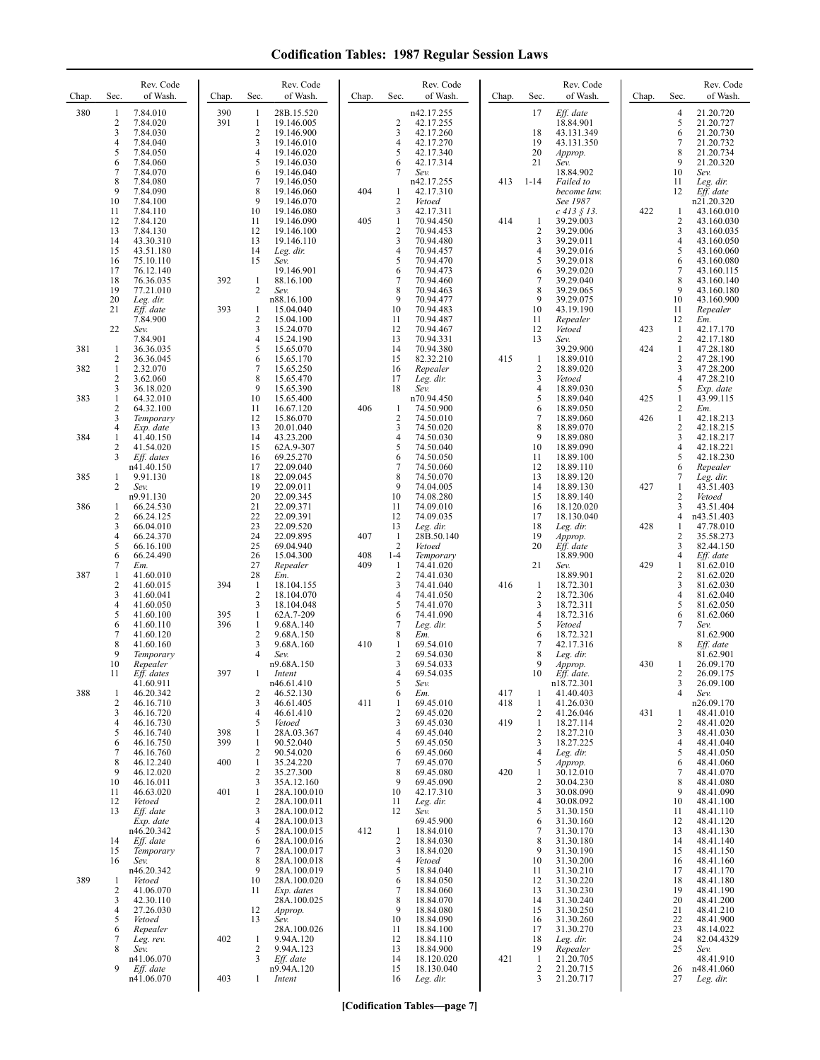# Codification Tables: 1987 Regular Session Laws

| Chap. | Sec. | Rev. Code of Wash. |
|---|---|---|
| 380 | 1 | 7.84.010 |
| | 2 | 7.84.020 |
| | 3 | 7.84.030 |
| | 4 | 7.84.040 |
| | 5 | 7.84.050 |
| | 6 | 7.84.060 |
| | 7 | 7.84.070 |
| | 8 | 7.84.080 |
| | 9 | 7.84.090 |
| | 10 | 7.84.100 |
| | 11 | 7.84.110 |
| | 12 | 7.84.120 |
| | 13 | 7.84.130 |
| | 14 | 43.30.310 |
| | 15 | 43.51.180 |
| | 16 | 75.10.110 |
| | 17 | 76.12.140 |
| | 18 | 76.36.035 |
| | 19 | 77.21.010 |
| | 20 | *Leg. dir.* |
| | 21 | *Eff. date* 7.84.900 |
| | 22 | *Sev.* 7.84.901 |
| 381 | 1 | 36.36.035 |
| | 2 | 36.36.045 |
| 382 | 1 | 2.32.070 |
| | 2 | 3.62.060 |
| | 3 | 36.18.020 |
| 383 | 1 | 64.32.010 |
| | 2 | 64.32.100 |
| | 3 | *Temporary* |
| | 4 | *Exp. date* |
| 384 | 1 | 41.40.150 |
| | 2 | 41.54.020 |
| | 3 | *Eff. dates* n41.40.150 |
| 385 | 1 | 9.91.130 |
| | 2 | *Sev.* n9.91.130 |
| 386 | 1 | 66.24.530 |
| | 2 | 66.24.125 |
| | 3 | 66.04.010 |
| | 4 | 66.24.370 |
| | 5 | 66.16.100 |
| | 6 | 66.24.490 |
| | 7 | *Em.* |
| 387 | 1 | 41.60.010 |
| | 2 | 41.60.015 |
| | 3 | 41.60.041 |
| | 4 | 41.60.050 |
| | 5 | 41.60.100 |
| | 6 | 41.60.110 |
| | 7 | 41.60.120 |
| | 8 | 41.60.160 |
| | 9 | *Temporary* |
| | 10 | *Repealer* |
| | 11 | *Eff. dates* 41.60.911 |
| 388 | 1 | 46.20.342 |
| | 2 | 46.16.710 |
| | 3 | 46.16.720 |
| | 4 | 46.16.730 |
| | 5 | 46.16.740 |
| | 6 | 46.16.750 |
| | 7 | 46.16.760 |
| | 8 | 46.12.240 |
| | 9 | 46.12.020 |
| | 10 | 46.16.011 |
| | 11 | 46.63.020 |
| | 12 | *Vetoed* |
| | 13 | *Eff. date Exp. date* n46.20.342 |
| | 14 | *Eff. date* |
| | 15 | *Temporary* |
| | 16 | *Sev.* n46.20.342 |
| 389 | 1 | *Vetoed* |
| | 2 | 41.06.070 |
| | 3 | 42.30.110 |
| | 4 | 27.26.030 |
| | 5 | *Vetoed* |
| | 6 | *Repealer* |
| | 7 | *Leg. rev.* |
| | 8 | *Sev.* n41.06.070 |
| | 9 | *Eff. date* n41.06.070 |
| 390 | 1 | 28B.15.520 |
| 391 | 1 | 19.146.005 |
| | 2 | 19.146.900 |
| | 3 | 19.146.010 |
| | 4 | 19.146.020 |
| | 5 | 19.146.030 |
| | 6 | 19.146.040 |
| | 7 | 19.146.050 |
| | 8 | 19.146.060 |
| | 9 | 19.146.070 |
| | 10 | 19.146.080 |
| | 11 | 19.146.090 |
| | 12 | 19.146.100 |
| | 13 | 19.146.110 |
| | 14 | *Leg. dir.* |
| | 15 | *Sev.* 19.146.901 |
| 392 | 1 | 88.16.100 |
| | 2 | *Sev.* n88.16.100 |
| 393 | 1 | 15.04.040 |
| | 2 | 15.04.100 |
| | 3 | 15.24.070 |
| | 4 | 15.24.190 |
| | 5 | 15.65.070 |
| | 6 | 15.65.170 |
| | 7 | 15.65.250 |
| | 8 | 15.65.470 |
| | 9 | 15.65.390 |
| | 10 | 15.65.400 |
| | 11 | 16.67.120 |
| | 12 | 15.86.070 |
| | 13 | 20.01.040 |
| | 14 | 43.23.200 |
| | 15 | 62A.9-307 |
| | 16 | 69.25.270 |
| | 17 | 22.09.040 |
| | 18 | 22.09.045 |
| | 19 | 22.09.011 |
| | 20 | 22.09.345 |
| | 21 | 22.09.371 |
| | 22 | 22.09.391 |
| | 23 | 22.09.520 |
| | 24 | 22.09.895 |
| | 25 | 69.04.940 |
| | 26 | 15.04.300 |
| | 27 | *Repealer* |
| | 28 | *Em.* |
| 394 | 1 | 18.104.155 |
| | 2 | 18.104.070 |
| | 3 | 18.104.048 |
| 395 | 1 | 62A.7-209 |
| 396 | 1 | 9.68A.140 |
| | 2 | 9.68A.150 |
| | 3 | 9.68A.160 |
| | 4 | *Sev.* n9.68A.150 |
| 397 | 1 | *Intent* n46.61.410 |
| | 2 | 46.52.130 |
| | 3 | 46.61.405 |
| | 4 | 46.61.410 |
| | 5 | *Vetoed* |
| 398 | 1 | 28A.03.367 |
| 399 | 1 | 90.52.040 |
| | 2 | 90.54.020 |
| 400 | 1 | 35.24.220 |
| | 2 | 35.27.300 |
| | 3 | 35A.12.160 |
| 401 | 1 | 28A.100.010 |
| | 2 | 28A.100.011 |
| | 3 | 28A.100.012 |
| | 4 | 28A.100.013 |
| | 5 | 28A.100.015 |
| | 6 | 28A.100.016 |
| | 7 | 28A.100.017 |
| | 8 | 28A.100.018 |
| | 9 | 28A.100.019 |
| | 10 | 28A.100.020 |
| | 11 | *Exp. dates* 28A.100.025 |
| | 12 | *Approp.* |
| | 13 | *Sev.* 28A.100.026 |
| 402 | 1 | 9.94A.120 |
| | 2 | 9.94A.123 |
| | 3 | *Eff. date* n9.94A.120 |
| 403 | 1 | *Intent* n42.17.255 |
| | 2 | 42.17.255 |
| | 3 | 42.17.260 |
| | 4 | 42.17.270 |
| | 5 | 42.17.340 |
| | 6 | 42.17.314 |
| | 7 | *Sev.* n42.17.255 |
| 404 | 1 | 42.17.310 |
| | 2 | *Vetoed* |
| | 3 | 42.17.311 |
| 405 | 1 | 70.94.450 |
| | 2 | 70.94.453 |
| | 3 | 70.94.480 |
| | 4 | 70.94.457 |
| | 5 | 70.94.470 |
| | 6 | 70.94.473 |
| | 7 | 70.94.460 |
| | 8 | 70.94.463 |
| | 9 | 70.94.477 |
| | 10 | 70.94.483 |
| | 11 | 70.94.487 |
| | 12 | 70.94.467 |
| | 13 | 70.94.331 |
| | 14 | 70.94.380 |
| | 15 | 82.32.210 |
| | 16 | *Repealer* |
| | 17 | *Leg. dir.* |
| | 18 | *Sev.* n70.94.450 |
| 406 | 1 | 74.50.900 |
| | 2 | 74.50.010 |
| | 3 | 74.50.020 |
| | 4 | 74.50.030 |
| | 5 | 74.50.040 |
| | 6 | 74.50.050 |
| | 7 | 74.50.060 |
| | 8 | 74.50.070 |
| | 9 | 74.04.005 |
| | 10 | 74.08.280 |
| | 11 | 74.09.010 |
| | 12 | 74.09.035 |
| | 13 | *Leg. dir.* |
| 407 | 1 | 28B.50.140 |
| | 2 | *Vetoed* |
| 408 | 1-4 | *Temporary* |
| 409 | 1 | 74.41.020 |
| | 2 | 74.41.030 |
| | 3 | 74.41.040 |
| | 4 | 74.41.050 |
| | 5 | 74.41.070 |
| | 6 | 74.41.090 |
| | 7 | *Leg. dir.* |
| | 8 | *Em.* |
| 410 | 1 | 69.54.010 |
| | 2 | 69.54.030 |
| | 3 | 69.54.033 |
| | 4 | 69.54.035 |
| | 5 | *Sev.* |
| | 6 | *Em.* |
| 411 | 1 | 69.45.010 |
| | 2 | 69.45.020 |
| | 3 | 69.45.030 |
| | 4 | 69.45.040 |
| | 5 | 69.45.050 |
| | 6 | 69.45.060 |
| | 7 | 69.45.070 |
| | 8 | 69.45.080 |
| | 9 | 69.45.090 |
| | 10 | 42.17.310 |
| | 11 | *Leg. dir.* |
| | 12 | *Sev.* 69.45.900 |
| 412 | 1 | 18.84.010 |
| | 2 | 18.84.030 |
| | 3 | 18.84.020 |
| | 4 | *Vetoed* |
| | 5 | 18.84.040 |
| | 6 | 18.84.050 |
| | 7 | 18.84.060 |
| | 8 | 18.84.070 |
| | 9 | 18.84.080 |
| | 10 | 18.84.090 |
| | 11 | 18.84.100 |
| | 12 | 18.84.110 |
| | 13 | 18.84.900 |
| | 14 | 18.120.020 |
| | 15 | 18.130.040 |
| | 16 | *Leg. dir.* |
| | 17 | *Eff. date* 18.84.901 |
| | 18 | 43.131.349 |
| | 19 | 43.131.350 |
| | 20 | *Approp.* |
| | 21 | *Sev.* 18.84.902 |
| 413 | 1-14 | *Failed to become law. See 1987 c 413 § 13.* |
| 414 | 1 | 39.29.003 |
| | 2 | 39.29.006 |
| | 3 | 39.29.011 |
| | 4 | 39.29.016 |
| | 5 | 39.29.018 |
| | 6 | 39.29.020 |
| | 7 | 39.29.040 |
| | 8 | 39.29.065 |
| | 9 | 39.29.075 |
| | 10 | 43.19.190 |
| | 11 | *Repealer* |
| | 12 | *Vetoed* |
| | 13 | *Sev.* 39.29.900 |
| 415 | 1 | 18.89.010 |
| | 2 | 18.89.020 |
| | 3 | *Vetoed* |
| | 4 | 18.89.030 |
| | 5 | 18.89.040 |
| | 6 | 18.89.050 |
| | 7 | 18.89.060 |
| | 8 | 18.89.070 |
| | 9 | 18.89.080 |
| | 10 | 18.89.090 |
| | 11 | 18.89.100 |
| | 12 | 18.89.110 |
| | 13 | 18.89.120 |
| | 14 | 18.89.130 |
| | 15 | 18.89.140 |
| | 16 | 18.120.020 |
| | 17 | 18.130.040 |
| | 18 | *Leg. dir.* |
| | 19 | *Approp.* |
| | 20 | *Eff. date* 18.89.900 |
| | 21 | *Sev.* 18.89.901 |
| 416 | 1 | 18.72.301 |
| | 2 | 18.72.306 |
| | 3 | 18.72.311 |
| | 4 | 18.72.316 |
| | 5 | *Vetoed* |
| | 6 | 18.72.321 |
| | 7 | 42.17.316 |
| | 8 | *Leg. dir.* |
| | 9 | *Approp.* |
| | 10 | *Eff. date.* n18.72.301 |
| 417 | 1 | 41.40.403 |
| 418 | 1 | 41.26.030 |
| | 2 | 41.26.046 |
| 419 | 1 | 18.27.114 |
| | 2 | 18.27.210 |
| | 3 | 18.27.225 |
| | 4 | *Leg. dir.* |
| | 5 | *Approp.* |
| 420 | 1 | 30.12.010 |
| | 2 | 30.04.230 |
| | 3 | 30.08.090 |
| | 4 | 30.08.092 |
| | 5 | 31.30.150 |
| | 6 | 31.30.160 |
| | 7 | 31.30.170 |
| | 8 | 31.30.180 |
| | 9 | 31.30.190 |
| | 10 | 31.30.200 |
| | 11 | 31.30.210 |
| | 12 | 31.30.220 |
| | 13 | 31.30.230 |
| | 14 | 31.30.240 |
| | 15 | 31.30.250 |
| | 16 | 31.30.260 |
| | 17 | 31.30.270 |
| | 18 | *Leg. dir.* |
| | 19 | *Repealer* |
| 421 | 1 | 21.20.705 |
| | 2 | 21.20.715 |
| | 3 | 21.20.717 |
| | 4 | 21.20.720 |
| | 5 | 21.20.727 |
| | 6 | 21.20.730 |
| | 7 | 21.20.732 |
| | 8 | 21.20.734 |
| | 9 | 21.20.320 |
| | 10 | *Sev.* |
| | 11 | *Leg. dir.* |
| | 12 | *Eff. date* n21.20.320 |
| 422 | 1 | 43.160.010 |
| | 2 | 43.160.030 |
| | 3 | 43.160.035 |
| | 4 | 43.160.050 |
| | 5 | 43.160.060 |
| | 6 | 43.160.080 |
| | 7 | 43.160.115 |
| | 8 | 43.160.140 |
| | 9 | 43.160.180 |
| | 10 | 43.160.900 |
| | 11 | *Repealer* |
| | 12 | *Em.* |
| 423 | 1 | 42.17.170 |
| | 2 | 42.17.180 |
| 424 | 1 | 47.28.180 |
| | 2 | 47.28.190 |
| | 3 | 47.28.200 |
| | 4 | 47.28.210 |
| | 5 | *Exp. date* |
| 425 | 1 | 43.99.115 |
| | 2 | *Em.* |
| 426 | 1 | 42.18.213 |
| | 2 | 42.18.215 |
| | 3 | 42.18.217 |
| | 4 | 42.18.221 |
| | 5 | 42.18.230 |
| | 6 | *Repealer* |
| | 7 | *Leg. dir.* |
| 427 | 1 | 43.51.403 |
| | 2 | *Vetoed* |
| | 3 | 43.51.404 |
| | 4 | n43.51.403 |
| 428 | 1 | 47.78.010 |
| | 2 | 35.58.273 |
| | 3 | 82.44.150 |
| | 4 | *Eff. date* |
| 429 | 1 | 81.62.010 |
| | 2 | 81.62.020 |
| | 3 | 81.62.030 |
| | 4 | 81.62.040 |
| | 5 | 81.62.050 |
| | 6 | 81.62.060 |
| | 7 | *Sev.* 81.62.900 |
| | 8 | *Eff. date* 81.62.901 |
| 430 | 1 | 26.09.170 |
| | 2 | 26.09.175 |
| | 3 | 26.09.100 |
| | 4 | *Sev.* n26.09.170 |
| 431 | 1 | 48.41.010 |
| | 2 | 48.41.020 |
| | 3 | 48.41.030 |
| | 4 | 48.41.040 |
| | 5 | 48.41.050 |
| | 6 | 48.41.060 |
| | 7 | 48.41.070 |
| | 8 | 48.41.080 |
| | 9 | 48.41.090 |
| | 10 | 48.41.100 |
| | 11 | 48.41.110 |
| | 12 | 48.41.120 |
| | 13 | 48.41.130 |
| | 14 | 48.41.140 |
| | 15 | 48.41.150 |
| | 16 | 48.41.160 |
| | 17 | 48.41.170 |
| | 18 | 48.41.180 |
| | 19 | 48.41.190 |
| | 20 | 48.41.200 |
| | 21 | 48.41.210 |
| | 22 | 48.41.900 |
| | 23 | 48.14.022 |
| | 24 | 82.04.4329 |
| | 25 | *Sev.* 48.41.910 |
| | 26 | n48.41.060 |
| | 27 | *Leg. dir.* |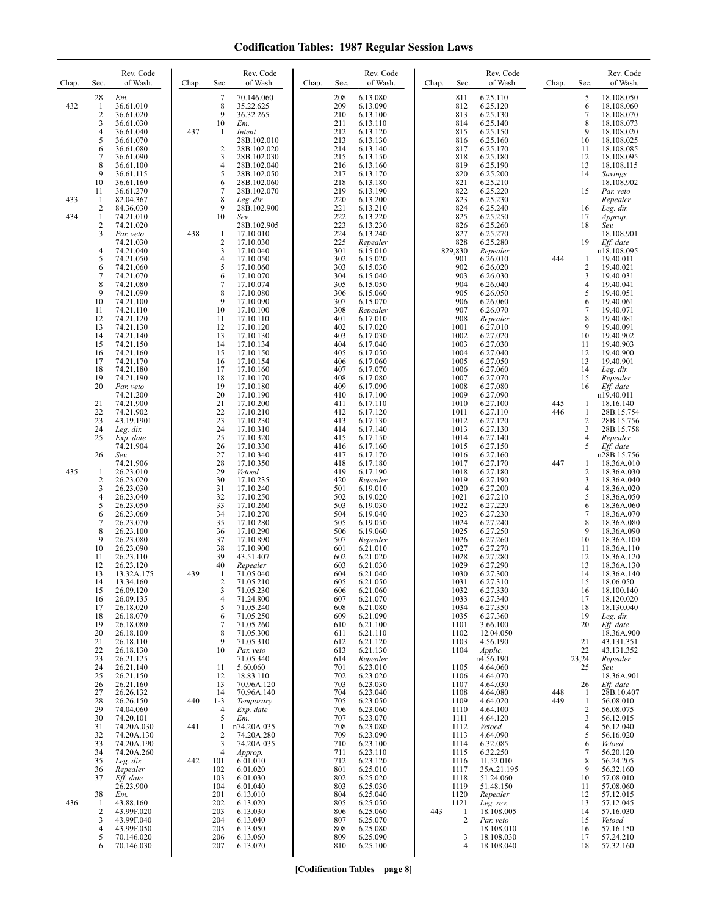# Codification Tables: 1987 Regular Session Laws

| Chap. | Sec. | Rev. Code of Wash. |
|---|---|---|
| | 28 | *Em.* |
| 432 | 1 | 36.61.010 |
| | 2 | 36.61.020 |
| | 3 | 36.61.030 |
| | 4 | 36.61.040 |
| | 5 | 36.61.070 |
| | 6 | 36.61.080 |
| | 7 | 36.61.090 |
| | 8 | 36.61.100 |
| | 9 | 36.61.115 |
| | 10 | 36.61.160 |
| | 11 | 36.61.270 |
| 433 | 1 | 82.04.367 |
| | 2 | 84.36.030 |
| 434 | 1 | 74.21.010 |
| | 2 | 74.21.020 |
| | 3 | *Par. veto* 74.21.030 |
| | 4 | 74.21.040 |
| | 5 | 74.21.050 |
| | 6 | 74.21.060 |
| | 7 | 74.21.070 |
| | 8 | 74.21.080 |
| | 9 | 74.21.090 |
| | 10 | 74.21.100 |
| | 11 | 74.21.110 |
| | 12 | 74.21.120 |
| | 13 | 74.21.130 |
| | 14 | 74.21.140 |
| | 15 | 74.21.150 |
| | 16 | 74.21.160 |
| | 17 | 74.21.170 |
| | 18 | 74.21.180 |
| | 19 | 74.21.190 |
| | 20 | *Par. veto* 74.21.200 |
| | 21 | 74.21.900 |
| | 22 | 74.21.902 |
| | 23 | 43.19.1901 |
| | 24 | *Leg. dir.* |
| | 25 | *Exp. date* 74.21.904 |
| | 26 | *Sev.* 74.21.906 |
| 435 | 1 | 26.23.010 |
| | 2 | 26.23.020 |
| | 3 | 26.23.030 |
| | 4 | 26.23.040 |
| | 5 | 26.23.050 |
| | 6 | 26.23.060 |
| | 7 | 26.23.070 |
| | 8 | 26.23.100 |
| | 9 | 26.23.080 |
| | 10 | 26.23.090 |
| | 11 | 26.23.110 |
| | 12 | 26.23.120 |
| | 13 | 13.32A.175 |
| | 14 | 13.34.160 |
| | 15 | 26.09.120 |
| | 16 | 26.09.135 |
| | 17 | 26.18.020 |
| | 18 | 26.18.070 |
| | 19 | 26.18.080 |
| | 20 | 26.18.100 |
| | 21 | 26.18.110 |
| | 22 | 26.18.130 |
| | 23 | 26.21.125 |
| | 24 | 26.21.140 |
| | 25 | 26.21.150 |
| | 26 | 26.21.160 |
| | 27 | 26.26.132 |
| | 28 | 26.26.150 |
| | 29 | 74.04.060 |
| | 30 | 74.20.101 |
| | 31 | 74.20A.030 |
| | 32 | 74.20A.130 |
| | 33 | 74.20A.190 |
| | 34 | 74.20A.260 |
| | 35 | *Leg. dir.* |
| | 36 | *Repealer* |
| | 37 | *Eff. date* 26.23.900 |
| | 38 | *Em.* |
| 436 | 1 | 43.88.160 |
| | 2 | 43.99F.020 |
| | 3 | 43.99F.040 |
| | 4 | 43.99F.050 |
| | 5 | 70.146.020 |
| | 6 | 70.146.030 |
| | 7 | 70.146.060 |
| | 8 | 35.22.625 |
| | 9 | 36.32.265 |
| | 10 | *Em.* |
| 437 | 1 | *Intent* 28B.102.010 |
| | 2 | 28B.102.020 |
| | 3 | 28B.102.030 |
| | 4 | 28B.102.040 |
| | 5 | 28B.102.050 |
| | 6 | 28B.102.060 |
| | 7 | 28B.102.070 |
| | 8 | *Leg. dir.* |
| | 9 | 28B.102.900 |
| | 10 | *Sev.* 28B.102.905 |
| 438 | 1 | 17.10.010 |
| | 2 | 17.10.030 |
| | 3 | 17.10.040 |
| | 4 | 17.10.050 |
| | 5 | 17.10.060 |
| | 6 | 17.10.070 |
| | 7 | 17.10.074 |
| | 8 | 17.10.080 |
| | 9 | 17.10.090 |
| | 10 | 17.10.100 |
| | 11 | 17.10.110 |
| | 12 | 17.10.120 |
| | 13 | 17.10.130 |
| | 14 | 17.10.134 |
| | 15 | 17.10.150 |
| | 16 | 17.10.154 |
| | 17 | 17.10.160 |
| | 18 | 17.10.170 |
| | 19 | 17.10.180 |
| | 20 | 17.10.190 |
| | 21 | 17.10.200 |
| | 22 | 17.10.210 |
| | 23 | 17.10.230 |
| | 24 | 17.10.310 |
| | 25 | 17.10.320 |
| | 26 | 17.10.330 |
| | 27 | 17.10.340 |
| | 28 | 17.10.350 |
| | 29 | *Vetoed* |
| | 30 | 17.10.235 |
| | 31 | 17.10.240 |
| | 32 | 17.10.250 |
| | 33 | 17.10.260 |
| | 34 | 17.10.270 |
| | 35 | 17.10.280 |
| | 36 | 17.10.290 |
| | 37 | 17.10.890 |
| | 38 | 17.10.900 |
| | 39 | 43.51.407 |
| | 40 | *Repealer* |
| 439 | 1 | 71.05.040 |
| | 2 | 71.05.210 |
| | 3 | 71.05.230 |
| | 4 | 71.24.800 |
| | 5 | 71.05.240 |
| | 6 | 71.05.250 |
| | 7 | 71.05.260 |
| | 8 | 71.05.300 |
| | 9 | 71.05.310 |
| | 10 | *Par. veto* 71.05.340 |
| | 11 | 5.60.060 |
| | 12 | 18.83.110 |
| | 13 | 70.96A.120 |
| | 14 | 70.96A.140 |
| 440 | 1-3 | *Temporary* |
| | 4 | *Exp. date* |
| | 5 | *Em.* |
| 441 | 1 | n74.20A.035 |
| | 2 | 74.20A.280 |
| | 3 | 74.20A.035 |
| | 4 | *Approp.* |
| 442 | 101 | 6.01.010 |
| | 102 | 6.01.020 |
| | 103 | 6.01.030 |
| | 104 | 6.01.040 |
| | 201 | 6.13.010 |
| | 202 | 6.13.020 |
| | 203 | 6.13.030 |
| | 204 | 6.13.040 |
| | 205 | 6.13.050 |
| | 206 | 6.13.060 |
| | 207 | 6.13.070 |
| | 208 | 6.13.080 |
| | 209 | 6.13.090 |
| | 210 | 6.13.100 |
| | 211 | 6.13.110 |
| | 212 | 6.13.120 |
| | 213 | 6.13.130 |
| | 214 | 6.13.140 |
| | 215 | 6.13.150 |
| | 216 | 6.13.160 |
| | 217 | 6.13.170 |
| | 218 | 6.13.180 |
| | 219 | 6.13.190 |
| | 220 | 6.13.200 |
| | 221 | 6.13.210 |
| | 222 | 6.13.220 |
| | 223 | 6.13.230 |
| | 224 | 6.13.240 |
| | 225 | *Repealer* |
| | 301 | 6.15.010 |
| | 302 | 6.15.020 |
| | 303 | 6.15.030 |
| | 304 | 6.15.040 |
| | 305 | 6.15.050 |
| | 306 | 6.15.060 |
| | 307 | 6.15.070 |
| | 308 | *Repealer* |
| | 401 | 6.17.010 |
| | 402 | 6.17.020 |
| | 403 | 6.17.030 |
| | 404 | 6.17.040 |
| | 405 | 6.17.050 |
| | 406 | 6.17.060 |
| | 407 | 6.17.070 |
| | 408 | 6.17.080 |
| | 409 | 6.17.090 |
| | 410 | 6.17.100 |
| | 411 | 6.17.110 |
| | 412 | 6.17.120 |
| | 413 | 6.17.130 |
| | 414 | 6.17.140 |
| | 415 | 6.17.150 |
| | 416 | 6.17.160 |
| | 417 | 6.17.170 |
| | 418 | 6.17.180 |
| | 419 | 6.17.190 |
| | 420 | *Repealer* |
| | 501 | 6.19.010 |
| | 502 | 6.19.020 |
| | 503 | 6.19.030 |
| | 504 | 6.19.040 |
| | 505 | 6.19.050 |
| | 506 | 6.19.060 |
| | 507 | *Repealer* |
| | 601 | 6.21.010 |
| | 602 | 6.21.020 |
| | 603 | 6.21.030 |
| | 604 | 6.21.040 |
| | 605 | 6.21.050 |
| | 606 | 6.21.060 |
| | 607 | 6.21.070 |
| | 608 | 6.21.080 |
| | 609 | 6.21.090 |
| | 610 | 6.21.100 |
| | 611 | 6.21.110 |
| | 612 | 6.21.120 |
| | 613 | 6.21.130 |
| | 614 | *Repealer* |
| | 701 | 6.23.010 |
| | 702 | 6.23.020 |
| | 703 | 6.23.030 |
| | 704 | 6.23.040 |
| | 705 | 6.23.050 |
| | 706 | 6.23.060 |
| | 707 | 6.23.070 |
| | 708 | 6.23.080 |
| | 709 | 6.23.090 |
| | 710 | 6.23.100 |
| | 711 | 6.23.110 |
| | 712 | 6.23.120 |
| | 801 | 6.25.010 |
| | 802 | 6.25.020 |
| | 803 | 6.25.030 |
| | 804 | 6.25.040 |
| | 805 | 6.25.050 |
| | 806 | 6.25.060 |
| | 807 | 6.25.070 |
| | 808 | 6.25.080 |
| | 809 | 6.25.090 |
| | 810 | 6.25.100 |
| | 811 | 6.25.110 |
| | 812 | 6.25.120 |
| | 813 | 6.25.130 |
| | 814 | 6.25.140 |
| | 815 | 6.25.150 |
| | 816 | 6.25.160 |
| | 817 | 6.25.170 |
| | 818 | 6.25.180 |
| | 819 | 6.25.190 |
| | 820 | 6.25.200 |
| | 821 | 6.25.210 |
| | 822 | 6.25.220 |
| | 823 | 6.25.230 |
| | 824 | 6.25.240 |
| | 825 | 6.25.250 |
| | 826 | 6.25.260 |
| | 827 | 6.25.270 |
| | 828 | 6.25.280 |
| | 829,830 | *Repealer* |
| | 901 | 6.26.010 |
| | 902 | 6.26.020 |
| | 903 | 6.26.030 |
| | 904 | 6.26.040 |
| | 905 | 6.26.050 |
| | 906 | 6.26.060 |
| | 907 | 6.26.070 |
| | 908 | *Repealer* |
| | 1001 | 6.27.010 |
| | 1002 | 6.27.020 |
| | 1003 | 6.27.030 |
| | 1004 | 6.27.040 |
| | 1005 | 6.27.050 |
| | 1006 | 6.27.060 |
| | 1007 | 6.27.070 |
| | 1008 | 6.27.080 |
| | 1009 | 6.27.090 |
| | 1010 | 6.27.100 |
| | 1011 | 6.27.110 |
| | 1012 | 6.27.120 |
| | 1013 | 6.27.130 |
| | 1014 | 6.27.140 |
| | 1015 | 6.27.150 |
| | 1016 | 6.27.160 |
| | 1017 | 6.27.170 |
| | 1018 | 6.27.180 |
| | 1019 | 6.27.190 |
| | 1020 | 6.27.200 |
| | 1021 | 6.27.210 |
| | 1022 | 6.27.220 |
| | 1023 | 6.27.230 |
| | 1024 | 6.27.240 |
| | 1025 | 6.27.250 |
| | 1026 | 6.27.260 |
| | 1027 | 6.27.270 |
| | 1028 | 6.27.280 |
| | 1029 | 6.27.290 |
| | 1030 | 6.27.300 |
| | 1031 | 6.27.310 |
| | 1032 | 6.27.330 |
| | 1033 | 6.27.340 |
| | 1034 | 6.27.350 |
| | 1035 | 6.27.360 |
| | 1101 | 3.66.100 |
| | 1102 | 12.04.050 |
| | 1103 | 4.56.190 |
| | 1104 | *Applic.* n4.56.190 |
| | 1105 | 4.64.060 |
| | 1106 | 4.64.070 |
| | 1107 | 4.64.030 |
| | 1108 | 4.64.080 |
| | 1109 | 4.64.020 |
| | 1110 | 4.64.100 |
| | 1111 | 4.64.120 |
| | 1112 | *Vetoed* |
| | 1113 | 4.64.090 |
| | 1114 | 6.32.085 |
| | 1115 | 6.32.250 |
| | 1116 | 11.52.010 |
| | 1117 | 35A.21.195 |
| | 1118 | 51.24.060 |
| | 1119 | 51.48.150 |
| | 1120 | *Repealer* |
| | 1121 | *Leg. rev.* |
| 443 | 1 | 18.108.005 |
| | 2 | *Par. veto* 18.108.010 |
| | 3 | 18.108.030 |
| | 4 | 18.108.040 |
| | 5 | 18.108.050 |
| | 6 | 18.108.060 |
| | 7 | 18.108.070 |
| | 8 | 18.108.073 |
| | 9 | 18.108.020 |
| | 10 | 18.108.025 |
| | 11 | 18.108.085 |
| | 12 | 18.108.095 |
| | 13 | 18.108.115 |
| | 14 | *Savings* 18.108.902 |
| | 15 | *Par. veto* *Repealer* |
| | 16 | *Leg. dir.* |
| | 17 | *Approp.* |
| | 18 | *Sev.* 18.108.901 |
| | 19 | *Eff. date* n18.108.095 |
| 444 | 1 | 19.40.011 |
| | 2 | 19.40.021 |
| | 3 | 19.40.031 |
| | 4 | 19.40.041 |
| | 5 | 19.40.051 |
| | 6 | 19.40.061 |
| | 7 | 19.40.071 |
| | 8 | 19.40.081 |
| | 9 | 19.40.091 |
| | 10 | 19.40.902 |
| | 11 | 19.40.903 |
| | 12 | 19.40.900 |
| | 13 | 19.40.901 |
| | 14 | *Leg. dir.* |
| | 15 | *Repealer* |
| | 16 | *Eff. date* n19.40.011 |
| 445 | 1 | 18.16.140 |
| 446 | 1 | 28B.15.754 |
| | 2 | 28B.15.756 |
| | 3 | 28B.15.758 |
| | 4 | *Repealer* |
| | 5 | *Eff. date* n28B.15.756 |
| 447 | 1 | 18.36A.010 |
| | 2 | 18.36A.030 |
| | 3 | 18.36A.040 |
| | 4 | 18.36A.020 |
| | 5 | 18.36A.050 |
| | 6 | 18.36A.060 |
| | 7 | 18.36A.070 |
| | 8 | 18.36A.080 |
| | 9 | 18.36A.090 |
| | 10 | 18.36A.100 |
| | 11 | 18.36A.110 |
| | 12 | 18.36A.120 |
| | 13 | 18.36A.130 |
| | 14 | 18.36A.140 |
| | 15 | 18.06.050 |
| | 16 | 18.100.140 |
| | 17 | 18.120.020 |
| | 18 | 18.130.040 |
| | 19 | *Leg. dir.* |
| | 20 | *Eff. date* 18.36A.900 |
| | 21 | 43.131.351 |
| | 22 | 43.131.352 |
| | 23,24 | *Repealer* |
| | 25 | *Sev.* 18.36A.901 |
| | 26 | *Eff. date* |
| 448 | 1 | 28B.10.407 |
| 449 | 1 | 56.08.010 |
| | 2 | 56.08.075 |
| | 3 | 56.12.015 |
| | 4 | 56.12.040 |
| | 5 | 56.16.020 |
| | 6 | *Vetoed* |
| | 7 | 56.20.120 |
| | 8 | 56.24.205 |
| | 9 | 56.32.160 |
| | 10 | 57.08.010 |
| | 11 | 57.08.060 |
| | 12 | 57.12.015 |
| | 13 | 57.12.045 |
| | 14 | 57.16.030 |
| | 15 | *Vetoed* |
| | 16 | 57.16.150 |
| | 17 | 57.24.210 |
| | 18 | 57.32.160 |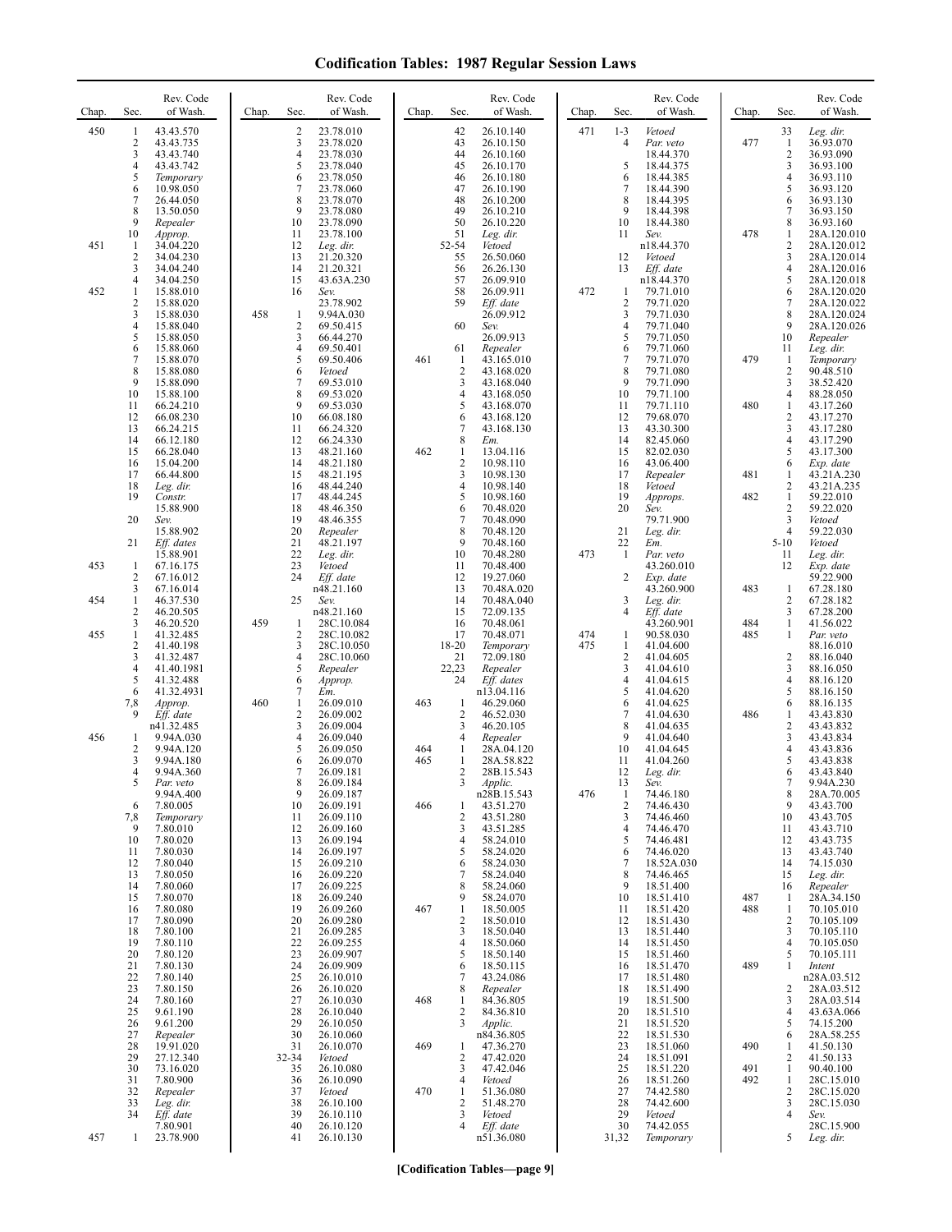# Codification Tables: 1987 Regular Session Laws

| Chap. | Sec. | Rev. Code of Wash. |
|---|---|---|
| 450 | 1 | 43.43.570 |
| | 2 | 43.43.735 |
| | 3 | 43.43.740 |
| | 4 | 43.43.742 |
| | 5 | *Temporary* |
| | 6 | 10.98.050 |
| | 7 | 26.44.050 |
| | 8 | 13.50.050 |
| | 9 | *Repealer* |
| | 10 | *Approp.* |
| 451 | 1 | 34.04.220 |
| | 2 | 34.04.230 |
| | 3 | 34.04.240 |
| | 4 | 34.04.250 |
| 452 | 1 | 15.88.010 |
| | 2 | 15.88.020 |
| | 3 | 15.88.030 |
| | 4 | 15.88.040 |
| | 5 | 15.88.050 |
| | 6 | 15.88.060 |
| | 7 | 15.88.070 |
| | 8 | 15.88.080 |
| | 9 | 15.88.090 |
| | 10 | 15.88.100 |
| | 11 | 66.24.210 |
| | 12 | 66.08.230 |
| | 13 | 66.24.215 |
| | 14 | 66.12.180 |
| | 15 | 66.28.040 |
| | 16 | 15.04.200 |
| | 17 | 66.44.800 |
| | 18 | *Leg. dir.* |
| | 19 | *Constr.* 15.88.900 |
| | 20 | *Sev.* 15.88.902 |
| | 21 | *Eff. dates* 15.88.901 |
| 453 | 1 | 67.16.175 |
| | 2 | 67.16.012 |
| | 3 | 67.16.014 |
| 454 | 1 | 46.37.530 |
| | 2 | 46.20.505 |
| | 3 | 46.20.520 |
| 455 | 1 | 41.32.485 |
| | 2 | 41.40.198 |
| | 3 | 41.32.487 |
| | 4 | 41.40.1981 |
| | 5 | 41.32.488 |
| | 6 | 41.32.4931 |
| | 7,8 | *Approp.* |
| | 9 | *Eff. date* n41.32.485 |
| 456 | 1 | 9.94A.030 |
| | 2 | 9.94A.120 |
| | 3 | 9.94A.180 |
| | 4 | 9.94A.360 |
| | 5 | *Par. veto* 9.94A.400 |
| | 6 | 7.80.005 |
| | 7,8 | *Temporary* |
| | 9 | 7.80.010 |
| | 10 | 7.80.020 |
| | 11 | 7.80.030 |
| | 12 | 7.80.040 |
| | 13 | 7.80.050 |
| | 14 | 7.80.060 |
| | 15 | 7.80.070 |
| | 16 | 7.80.080 |
| | 17 | 7.80.090 |
| | 18 | 7.80.100 |
| | 19 | 7.80.110 |
| | 20 | 7.80.120 |
| | 21 | 7.80.130 |
| | 22 | 7.80.140 |
| | 23 | 7.80.150 |
| | 24 | 7.80.160 |
| | 25 | 9.61.190 |
| | 26 | 9.61.200 |
| | 27 | *Repealer* |
| | 28 | 19.91.020 |
| | 29 | 27.12.340 |
| | 30 | 73.16.020 |
| | 31 | 7.80.900 |
| | 32 | *Repealer* |
| | 33 | *Leg. dir.* |
| | 34 | *Eff. date* 7.80.901 |
| 457 | 1 | 23.78.900 |
| | 2 | 23.78.010 |
| | 3 | 23.78.020 |
| | 4 | 23.78.030 |
| | 5 | 23.78.040 |
| | 6 | 23.78.050 |
| | 7 | 23.78.060 |
| | 8 | 23.78.070 |
| | 9 | 23.78.080 |
| | 10 | 23.78.090 |
| | 11 | 23.78.100 |
| | 12 | *Leg. dir.* |
| | 13 | 21.20.320 |
| | 14 | 21.20.321 |
| | 15 | 43.63A.230 |
| | 16 | *Sev.* 23.78.902 |
| 458 | 1 | 9.94A.030 |
| | 2 | 69.50.415 |
| | 3 | 66.44.270 |
| | 4 | 69.50.401 |
| | 5 | 69.50.406 |
| | 6 | *Vetoed* |
| | 7 | 69.53.010 |
| | 8 | 69.53.020 |
| | 9 | 69.53.030 |
| | 10 | 66.08.180 |
| | 11 | 66.24.320 |
| | 12 | 66.24.330 |
| | 13 | 48.21.160 |
| | 14 | 48.21.180 |
| | 15 | 48.21.195 |
| | 16 | 48.44.240 |
| | 17 | 48.44.245 |
| | 18 | 48.46.350 |
| | 19 | 48.46.355 |
| | 20 | *Repealer* |
| | 21 | 48.21.197 |
| | 22 | *Leg. dir.* |
| | 23 | *Vetoed* |
| | 24 | *Eff. date* n48.21.160 |
| | 25 | *Sev.* n48.21.160 |
| 459 | 1 | 28C.10.084 |
| | 2 | 28C.10.082 |
| | 3 | 28C.10.050 |
| | 4 | 28C.10.060 |
| | 5 | *Repealer* |
| | 6 | *Approp.* |
| | 7 | *Em.* |
| 460 | 1 | 26.09.010 |
| | 2 | 26.09.002 |
| | 3 | 26.09.004 |
| | 4 | 26.09.040 |
| | 5 | 26.09.050 |
| | 6 | 26.09.070 |
| | 7 | 26.09.181 |
| | 8 | 26.09.184 |
| | 9 | 26.09.187 |
| | 10 | 26.09.191 |
| | 11 | 26.09.110 |
| | 12 | 26.09.160 |
| | 13 | 26.09.194 |
| | 14 | 26.09.197 |
| | 15 | 26.09.210 |
| | 16 | 26.09.220 |
| | 17 | 26.09.225 |
| | 18 | 26.09.240 |
| | 19 | 26.09.260 |
| | 20 | 26.09.280 |
| | 21 | 26.09.285 |
| | 22 | 26.09.255 |
| | 23 | 26.09.907 |
| | 24 | 26.09.909 |
| | 25 | 26.10.010 |
| | 26 | 26.10.020 |
| | 27 | 26.10.030 |
| | 28 | 26.10.040 |
| | 29 | 26.10.050 |
| | 30 | 26.10.060 |
| | 31 | 26.10.070 |
| | 32-34 | *Vetoed* |
| | 35 | 26.10.080 |
| | 36 | 26.10.090 |
| | 37 | *Vetoed* |
| | 38 | 26.10.100 |
| | 39 | 26.10.110 |
| | 40 | 26.10.120 |
| | 41 | 26.10.130 |
| | 42 | 26.10.140 |
| | 43 | 26.10.150 |
| | 44 | 26.10.160 |
| | 45 | 26.10.170 |
| | 46 | 26.10.180 |
| | 47 | 26.10.190 |
| | 48 | 26.10.200 |
| | 49 | 26.10.210 |
| | 50 | 26.10.220 |
| | 51 | *Leg. dir.* |
| | 52-54 | *Vetoed* |
| | 55 | 26.50.060 |
| | 56 | 26.26.130 |
| | 57 | 26.09.910 |
| | 58 | 26.09.911 |
| | 59 | *Eff. date* 26.09.912 |
| | 60 | *Sev.* 26.09.913 |
| | 61 | *Repealer* |
| 461 | 1 | 43.165.010 |
| | 2 | 43.168.020 |
| | 3 | 43.168.040 |
| | 4 | 43.168.050 |
| | 5 | 43.168.070 |
| | 6 | 43.168.120 |
| | 7 | 43.168.130 |
| | 8 | *Em.* |
| 462 | 1 | 13.04.116 |
| | 2 | 10.98.110 |
| | 3 | 10.98.130 |
| | 4 | 10.98.140 |
| | 5 | 10.98.160 |
| | 6 | 70.48.020 |
| | 7 | 70.48.090 |
| | 8 | 70.48.120 |
| | 9 | 70.48.160 |
| | 10 | 70.48.280 |
| | 11 | 70.48.400 |
| | 12 | 19.27.060 |
| | 13 | 70.48A.020 |
| | 14 | 70.48A.040 |
| | 15 | 72.09.135 |
| | 16 | 70.48.061 |
| | 17 | 70.48.071 |
| | 18-20 | *Temporary* |
| | 21 | 72.09.180 |
| | 22,23 | *Repealer* |
| | 24 | *Eff. dates* n13.04.116 |
| 463 | 1 | 46.29.060 |
| | 2 | 46.52.030 |
| | 3 | 46.20.105 |
| | 4 | *Repealer* |
| 464 | 1 | 28A.04.120 |
| 465 | 1 | 28A.58.822 |
| | 2 | 28B.15.543 |
| | 3 | *Applic.* n28B.15.543 |
| 466 | 1 | 43.51.270 |
| | 2 | 43.51.280 |
| | 3 | 43.51.285 |
| | 4 | 58.24.010 |
| | 5 | 58.24.020 |
| | 6 | 58.24.030 |
| | 7 | 58.24.040 |
| | 8 | 58.24.060 |
| | 9 | 58.24.070 |
| 467 | 1 | 18.50.005 |
| | 2 | 18.50.010 |
| | 3 | 18.50.040 |
| | 4 | 18.50.060 |
| | 5 | 18.50.140 |
| | 6 | 18.50.115 |
| | 7 | 43.24.086 |
| | 8 | *Repealer* |
| 468 | 1 | 84.36.805 |
| | 2 | 84.36.810 |
| | 3 | *Applic.* n84.36.805 |
| 469 | 1 | 47.36.270 |
| | 2 | 47.42.020 |
| | 3 | 47.42.046 |
| | 4 | *Vetoed* |
| 470 | 1 | 51.36.080 |
| | 2 | 51.48.270 |
| | 3 | *Vetoed* |
| | 4 | *Eff. date* n51.36.080 |
| 471 | 1-3 | *Vetoed* |
| | 4 | *Par. veto* 18.44.370 |
| | 5 | 18.44.375 |
| | 6 | 18.44.385 |
| | 7 | 18.44.390 |
| | 8 | 18.44.395 |
| | 9 | 18.44.398 |
| | 10 | 18.44.380 |
| | 11 | *Sev.* n18.44.370 |
| | 12 | *Vetoed* |
| | 13 | *Eff. date* n18.44.370 |
| 472 | 1 | 79.71.010 |
| | 2 | 79.71.020 |
| | 3 | 79.71.030 |
| | 4 | 79.71.040 |
| | 5 | 79.71.050 |
| | 6 | 79.71.060 |
| | 7 | 79.71.070 |
| | 8 | 79.71.080 |
| | 9 | 79.71.090 |
| | 10 | 79.71.100 |
| | 11 | 79.71.110 |
| | 12 | 79.68.070 |
| | 13 | 43.30.300 |
| | 14 | 82.45.060 |
| | 15 | 82.02.030 |
| | 16 | 43.06.400 |
| | 17 | *Repealer* |
| | 18 | *Vetoed* |
| | 19 | *Approps.* |
| | 20 | *Sev.* 79.71.900 |
| | 21 | *Leg. dir.* |
| | 22 | *Em.* |
| 473 | 1 | *Par. veto* 43.260.010 |
| | 2 | *Exp. date* 43.260.900 |
| | 3 | *Leg. dir.* |
| | 4 | *Eff. date* 43.260.901 |
| 474 | 1 | 90.58.030 |
| 475 | 1 | 41.04.600 |
| | 2 | 41.04.605 |
| | 3 | 41.04.610 |
| | 4 | 41.04.615 |
| | 5 | 41.04.620 |
| | 6 | 41.04.625 |
| | 7 | 41.04.630 |
| | 8 | 41.04.635 |
| | 9 | 41.04.640 |
| | 10 | 41.04.645 |
| | 11 | 41.04.260 |
| | 12 | *Leg. dir.* |
| | 13 | *Sev.* |
| 476 | 1 | 74.46.180 |
| | 2 | 74.46.430 |
| | 3 | 74.46.460 |
| | 4 | 74.46.470 |
| | 5 | 74.46.481 |
| | 6 | 74.46.020 |
| | 7 | 18.52A.030 |
| | 8 | 74.46.465 |
| | 9 | 18.51.400 |
| | 10 | 18.51.410 |
| | 11 | 18.51.420 |
| | 12 | 18.51.430 |
| | 13 | 18.51.440 |
| | 14 | 18.51.450 |
| | 15 | 18.51.460 |
| | 16 | 18.51.470 |
| | 17 | 18.51.480 |
| | 18 | 18.51.490 |
| | 19 | 18.51.500 |
| | 20 | 18.51.510 |
| | 21 | 18.51.520 |
| | 22 | 18.51.530 |
| | 23 | 18.51.060 |
| | 24 | 18.51.091 |
| | 25 | 18.51.220 |
| | 26 | 18.51.260 |
| | 27 | 74.42.580 |
| | 28 | 74.42.600 |
| | 29 | *Vetoed* |
| | 30 | 74.42.055 |
| | 31,32 | *Temporary* |
| | 33 | *Leg. dir.* |
| 477 | 1 | 36.93.070 |
| | 2 | 36.93.090 |
| | 3 | 36.93.100 |
| | 4 | 36.93.110 |
| | 5 | 36.93.120 |
| | 6 | 36.93.130 |
| | 7 | 36.93.150 |
| | 8 | 36.93.160 |
| 478 | 1 | 28A.120.010 |
| | 2 | 28A.120.012 |
| | 3 | 28A.120.014 |
| | 4 | 28A.120.016 |
| | 5 | 28A.120.018 |
| | 6 | 28A.120.020 |
| | 7 | 28A.120.022 |
| | 8 | 28A.120.024 |
| | 9 | 28A.120.026 |
| | 10 | *Repealer* |
| | 11 | *Leg. dir.* |
| 479 | 1 | *Temporary* |
| | 2 | 90.48.510 |
| | 3 | 38.52.420 |
| | 4 | 88.28.050 |
| 480 | 1 | 43.17.260 |
| | 2 | 43.17.270 |
| | 3 | 43.17.280 |
| | 4 | 43.17.290 |
| | 5 | 43.17.300 |
| | 6 | *Exp. date* |
| 481 | 1 | 43.21A.230 |
| | 2 | 43.21A.235 |
| 482 | 1 | 59.22.010 |
| | 2 | 59.22.020 |
| | 3 | *Vetoed* |
| | 4 | 59.22.030 |
| | 5-10 | *Vetoed* |
| | 11 | *Leg. dir.* |
| | 12 | *Exp. date* 59.22.900 |
| 483 | 1 | 67.28.180 |
| | 2 | 67.28.182 |
| | 3 | 67.28.200 |
| 484 | 1 | 41.56.022 |
| 485 | 1 | *Par. veto* 88.16.010 |
| | 2 | 88.16.040 |
| | 3 | 88.16.050 |
| | 4 | 88.16.120 |
| | 5 | 88.16.150 |
| | 6 | 88.16.135 |
| 486 | 1 | 43.43.830 |
| | 2 | 43.43.832 |
| | 3 | 43.43.834 |
| | 4 | 43.43.836 |
| | 5 | 43.43.838 |
| | 6 | 43.43.840 |
| | 7 | 9.94A.230 |
| | 8 | 28A.70.005 |
| | 9 | 43.43.700 |
| | 10 | 43.43.705 |
| | 11 | 43.43.710 |
| | 12 | 43.43.735 |
| | 13 | 43.43.740 |
| | 14 | 74.15.030 |
| | 15 | *Leg. dir.* |
| | 16 | *Repealer* |
| 487 | 1 | 28A.34.150 |
| 488 | 1 | 70.105.010 |
| | 2 | 70.105.109 |
| | 3 | 70.105.110 |
| | 4 | 70.105.050 |
| | 5 | 70.105.111 |
| 489 | 1 | *Intent* n28A.03.512 |
| | 2 | 28A.03.512 |
| | 3 | 28A.03.514 |
| | 4 | 43.63A.066 |
| | 5 | 74.15.200 |
| | 6 | 28A.58.255 |
| 490 | 1 | 41.50.130 |
| | 2 | 41.50.133 |
| 491 | 1 | 90.40.100 |
| 492 | 1 | 28C.15.010 |
| | 2 | 28C.15.020 |
| | 3 | 28C.15.030 |
| | 4 | *Sev.* 28C.15.900 |
| | 5 | *Leg. dir.* |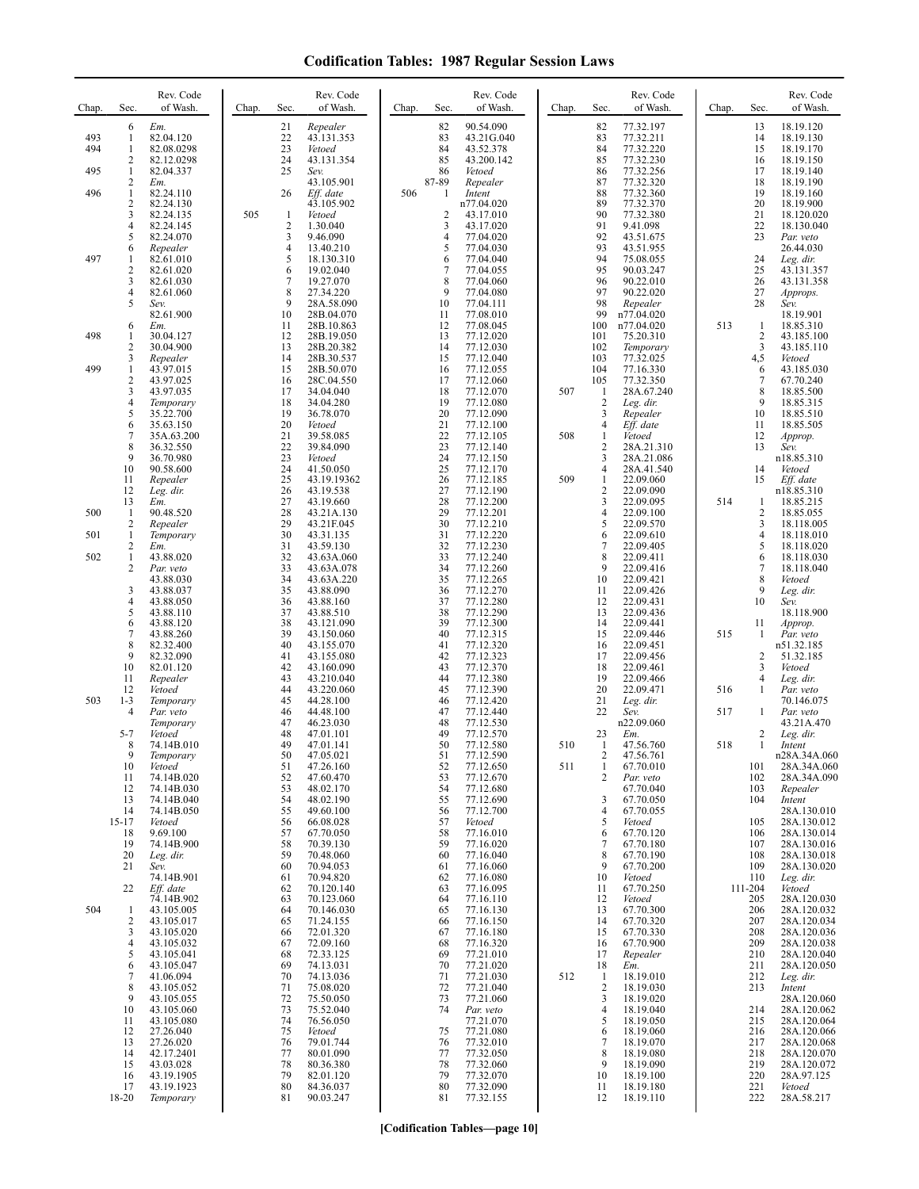# Codification Tables: 1987 Regular Session Laws

| Chap. | Sec. | Rev. Code of Wash. |
|---|---|---|
| | 6 | *Em.* |
| 493 | 1 | 82.04.120 |
| 494 | 1 | 82.08.0298 |
| | 2 | 82.12.0298 |
| 495 | 1 | 82.04.337 |
| | 2 | *Em.* |
| 496 | 1 | 82.24.110 |
| | 2 | 82.24.130 |
| | 3 | 82.24.135 |
| | 4 | 82.24.145 |
| | 5 | 82.24.070 |
| | 6 | *Repealer* |
| 497 | 1 | 82.61.010 |
| | 2 | 82.61.020 |
| | 3 | 82.61.030 |
| | 4 | 82.61.060 |
| | 5 | *Sev.* 82.61.900 |
| | 6 | *Em.* |
| 498 | 1 | 30.04.127 |
| | 2 | 30.04.900 |
| | 3 | *Repealer* |
| 499 | 1 | 43.97.015 |
| | 2 | 43.97.025 |
| | 3 | 43.97.035 |
| | 4 | *Temporary* |
| | 5 | 35.22.700 |
| | 6 | 35.63.150 |
| | 7 | 35A.63.200 |
| | 8 | 36.32.550 |
| | 9 | 36.70.980 |
| | 10 | 90.58.600 |
| | 11 | *Repealer* |
| | 12 | *Leg. dir.* |
| | 13 | *Em.* |
| 500 | 1 | 90.48.520 |
| | 2 | *Repealer* |
| 501 | 1 | *Temporary* |
| | 2 | *Em.* |
| 502 | 1 | 43.88.020 |
| | 2 | *Par. veto* 43.88.030 |
| | 3 | 43.88.037 |
| | 4 | 43.88.050 |
| | 5 | 43.88.110 |
| | 6 | 43.88.120 |
| | 7 | 43.88.260 |
| | 8 | 82.32.400 |
| | 9 | 82.32.090 |
| | 10 | 82.01.120 |
| | 11 | *Repealer* |
| | 12 | *Vetoed* |
| 503 | 1-3 | *Temporary* |
| | 4 | *Par. veto* *Temporary* |
| | 5-7 | *Vetoed* |
| | 8 | 74.14B.010 |
| | 9 | *Temporary* |
| | 10 | *Vetoed* |
| | 11 | 74.14B.020 |
| | 12 | 74.14B.030 |
| | 13 | 74.14B.040 |
| | 14 | 74.14B.050 |
| | 15-17 | *Vetoed* |
| | 18 | 9.69.100 |
| | 19 | 74.14B.900 |
| | 20 | *Leg. dir.* |
| | 21 | *Sev.* 74.14B.901 |
| | 22 | *Eff. date* 74.14B.902 |
| 504 | 1 | 43.105.005 |
| | 2 | 43.105.017 |
| | 3 | 43.105.020 |
| | 4 | 43.105.032 |
| | 5 | 43.105.041 |
| | 6 | 43.105.047 |
| | 7 | 41.06.094 |
| | 8 | 43.105.052 |
| | 9 | 43.105.055 |
| | 10 | 43.105.060 |
| | 11 | 43.105.080 |
| | 12 | 27.26.040 |
| | 13 | 27.26.020 |
| | 14 | 42.17.2401 |
| | 15 | 43.03.028 |
| | 16 | 43.19.1905 |
| | 17 | 43.19.1923 |
| | 18-20 | *Temporary* |
| | 21 | *Repealer* |
| | 22 | 43.131.353 |
| | 23 | *Vetoed* |
| | 24 | 43.131.354 |
| | 25 | *Sev.* 43.105.901 |
| | 26 | *Eff. date* 43.105.902 |
| 505 | 1 | *Vetoed* |
| | 2 | 1.30.040 |
| | 3 | 9.46.090 |
| | 4 | 13.40.210 |
| | 5 | 18.130.310 |
| | 6 | 19.02.040 |
| | 7 | 19.27.070 |
| | 8 | 27.34.220 |
| | 9 | 28A.58.090 |
| | 10 | 28B.04.070 |
| | 11 | 28B.10.863 |
| | 12 | 28B.19.050 |
| | 13 | 28B.20.382 |
| | 14 | 28B.30.537 |
| | 15 | 28B.50.070 |
| | 16 | 28C.04.550 |
| | 17 | 34.04.040 |
| | 18 | 34.04.280 |
| | 19 | 36.78.070 |
| | 20 | *Vetoed* |
| | 21 | 39.58.085 |
| | 22 | 39.84.090 |
| | 23 | *Vetoed* |
| | 24 | 41.50.050 |
| | 25 | 43.19.19362 |
| | 26 | 43.19.538 |
| | 27 | 43.19.660 |
| | 28 | 43.21A.130 |
| | 29 | 43.21F.045 |
| | 30 | 43.31.135 |
| | 31 | 43.59.130 |
| | 32 | 43.63A.060 |
| | 33 | 43.63A.078 |
| | 34 | 43.63A.220 |
| | 35 | 43.88.090 |
| | 36 | 43.88.160 |
| | 37 | 43.88.510 |
| | 38 | 43.121.090 |
| | 39 | 43.150.060 |
| | 40 | 43.155.070 |
| | 41 | 43.155.080 |
| | 42 | 43.160.090 |
| | 43 | 43.210.040 |
| | 44 | 43.220.060 |
| | 45 | 44.28.100 |
| | 46 | 44.48.100 |
| | 47 | 46.23.030 |
| | 48 | 47.01.101 |
| | 49 | 47.01.141 |
| | 50 | 47.05.021 |
| | 51 | 47.26.160 |
| | 52 | 47.60.470 |
| | 53 | 48.02.170 |
| | 54 | 48.02.190 |
| | 55 | 49.60.100 |
| | 56 | 66.08.028 |
| | 57 | 67.70.050 |
| | 58 | 70.39.130 |
| | 59 | 70.48.060 |
| | 60 | 70.94.053 |
| | 61 | 70.94.820 |
| | 62 | 70.120.140 |
| | 63 | 70.123.060 |
| | 64 | 70.146.030 |
| | 65 | 71.24.155 |
| | 66 | 72.01.320 |
| | 67 | 72.09.160 |
| | 68 | 72.33.125 |
| | 69 | 74.13.031 |
| | 70 | 74.13.036 |
| | 71 | 75.08.020 |
| | 72 | 75.50.050 |
| | 73 | 75.52.040 |
| | 74 | 76.56.050 |
| | 75 | *Vetoed* |
| | 76 | 79.01.744 |
| | 77 | 80.01.090 |
| | 78 | 80.36.380 |
| | 79 | 82.01.120 |
| | 80 | 84.36.037 |
| | 81 | 90.03.247 |
| | 82 | 90.54.090 |
| | 83 | 43.21G.040 |
| | 84 | 43.52.378 |
| | 85 | 43.200.142 |
| | 86 | *Vetoed* |
| | 87-89 | *Repealer* |
| 506 | 1 | *Intent* n77.04.020 |
| | 2 | 43.17.010 |
| | 3 | 43.17.020 |
| | 4 | 77.04.020 |
| | 5 | 77.04.030 |
| | 6 | 77.04.040 |
| | 7 | 77.04.055 |
| | 8 | 77.04.060 |
| | 9 | 77.04.080 |
| | 10 | 77.04.111 |
| | 11 | 77.08.010 |
| | 12 | 77.08.045 |
| | 13 | 77.12.020 |
| | 14 | 77.12.030 |
| | 15 | 77.12.040 |
| | 16 | 77.12.055 |
| | 17 | 77.12.060 |
| | 18 | 77.12.070 |
| | 19 | 77.12.080 |
| | 20 | 77.12.090 |
| | 21 | 77.12.100 |
| | 22 | 77.12.105 |
| | 23 | 77.12.140 |
| | 24 | 77.12.150 |
| | 25 | 77.12.170 |
| | 26 | 77.12.185 |
| | 27 | 77.12.190 |
| | 28 | 77.12.200 |
| | 29 | 77.12.201 |
| | 30 | 77.12.210 |
| | 31 | 77.12.220 |
| | 32 | 77.12.230 |
| | 33 | 77.12.240 |
| | 34 | 77.12.260 |
| | 35 | 77.12.265 |
| | 36 | 77.12.270 |
| | 37 | 77.12.280 |
| | 38 | 77.12.290 |
| | 39 | 77.12.300 |
| | 40 | 77.12.315 |
| | 41 | 77.12.320 |
| | 42 | 77.12.323 |
| | 43 | 77.12.370 |
| | 44 | 77.12.380 |
| | 45 | 77.12.390 |
| | 46 | 77.12.420 |
| | 47 | 77.12.440 |
| | 48 | 77.12.530 |
| | 49 | 77.12.570 |
| | 50 | 77.12.580 |
| | 51 | 77.12.590 |
| | 52 | 77.12.650 |
| | 53 | 77.12.670 |
| | 54 | 77.12.680 |
| | 55 | 77.12.690 |
| | 56 | 77.12.700 |
| | 57 | *Vetoed* |
| | 58 | 77.16.010 |
| | 59 | 77.16.020 |
| | 60 | 77.16.040 |
| | 61 | 77.16.060 |
| | 62 | 77.16.080 |
| | 63 | 77.16.095 |
| | 64 | 77.16.110 |
| | 65 | 77.16.130 |
| | 66 | 77.16.150 |
| | 67 | 77.16.180 |
| | 68 | 77.16.320 |
| | 69 | 77.21.010 |
| | 70 | 77.21.020 |
| | 71 | 77.21.030 |
| | 72 | 77.21.040 |
| | 73 | 77.21.060 |
| | 74 | *Par. veto* 77.21.070 |
| | 75 | 77.21.080 |
| | 76 | 77.32.010 |
| | 77 | 77.32.050 |
| | 78 | 77.32.060 |
| | 79 | 77.32.070 |
| | 80 | 77.32.090 |
| | 81 | 77.32.155 |
| | 82 | 77.32.197 |
| | 83 | 77.32.211 |
| | 84 | 77.32.220 |
| | 85 | 77.32.230 |
| | 86 | 77.32.256 |
| | 87 | 77.32.320 |
| | 88 | 77.32.360 |
| | 89 | 77.32.370 |
| | 90 | 77.32.380 |
| | 91 | 9.41.098 |
| | 92 | 43.51.675 |
| | 93 | 43.51.955 |
| | 94 | 75.08.055 |
| | 95 | 90.03.247 |
| | 96 | 90.22.010 |
| | 97 | 90.22.020 |
| | 98 | *Repealer* |
| | 99 | n77.04.020 |
| | 100 | n77.04.020 |
| | 101 | 75.20.310 |
| | 102 | *Temporary* |
| | 103 | 77.32.025 |
| | 104 | 77.16.330 |
| | 105 | 77.32.350 |
| 507 | 1 | 28A.67.240 |
| | 2 | *Leg. dir.* |
| | 3 | *Repealer* |
| | 4 | *Eff. date* |
| 508 | 1 | *Vetoed* |
| | 2 | 28A.21.310 |
| | 3 | 28A.21.086 |
| | 4 | 28A.41.540 |
| 509 | 1 | 22.09.060 |
| | 2 | 22.09.090 |
| | 3 | 22.09.095 |
| | 4 | 22.09.100 |
| | 5 | 22.09.570 |
| | 6 | 22.09.610 |
| | 7 | 22.09.405 |
| | 8 | 22.09.411 |
| | 9 | 22.09.416 |
| | 10 | 22.09.421 |
| | 11 | 22.09.426 |
| | 12 | 22.09.431 |
| | 13 | 22.09.436 |
| | 14 | 22.09.441 |
| | 15 | 22.09.446 |
| | 16 | 22.09.451 |
| | 17 | 22.09.456 |
| | 18 | 22.09.461 |
| | 19 | 22.09.466 |
| | 20 | 22.09.471 |
| | 21 | *Leg. dir.* |
| | 22 | *Sev.* n22.09.060 |
| | 23 | *Em.* |
| 510 | 1 | 47.56.760 |
| | 2 | 47.56.761 |
| 511 | 1 | 67.70.010 |
| | 2 | *Par. veto* 67.70.040 |
| | 3 | 67.70.050 |
| | 4 | 67.70.055 |
| | 5 | *Vetoed* |
| | 6 | 67.70.120 |
| | 7 | 67.70.180 |
| | 8 | 67.70.190 |
| | 9 | 67.70.200 |
| | 10 | *Vetoed* |
| | 11 | 67.70.250 |
| | 12 | *Vetoed* |
| | 13 | 67.70.300 |
| | 14 | 67.70.320 |
| | 15 | 67.70.330 |
| | 16 | 67.70.900 |
| | 17 | *Repealer* |
| | 18 | *Em.* |
| 512 | 1 | 18.19.010 |
| | 2 | 18.19.030 |
| | 3 | 18.19.020 |
| | 4 | 18.19.040 |
| | 5 | 18.19.050 |
| | 6 | 18.19.060 |
| | 7 | 18.19.070 |
| | 8 | 18.19.080 |
| | 9 | 18.19.090 |
| | 10 | 18.19.100 |
| | 11 | 18.19.180 |
| | 12 | 18.19.110 |
| | 13 | 18.19.120 |
| | 14 | 18.19.130 |
| | 15 | 18.19.170 |
| | 16 | 18.19.150 |
| | 17 | 18.19.140 |
| | 18 | 18.19.190 |
| | 19 | 18.19.160 |
| | 20 | 18.19.900 |
| | 21 | 18.120.020 |
| | 22 | 18.130.040 |
| | 23 | *Par. veto* 26.44.030 |
| | 24 | *Leg. dir.* |
| | 25 | 43.131.357 |
| | 26 | 43.131.358 |
| | 27 | *Approps.* |
| | 28 | *Sev.* 18.19.901 |
| 513 | 1 | 18.85.310 |
| | 2 | 43.185.100 |
| | 3 | 43.185.110 |
| | 4,5 | *Vetoed* |
| | 6 | 43.185.030 |
| | 7 | 67.70.240 |
| | 8 | 18.85.500 |
| | 9 | 18.85.315 |
| | 10 | 18.85.510 |
| | 11 | 18.85.505 |
| | 12 | *Approp.* |
| | 13 | *Sev.* n18.85.310 |
| | 14 | *Vetoed* |
| | 15 | *Eff. date* n18.85.310 |
| 514 | 1 | 18.85.215 |
| | 2 | 18.85.055 |
| | 3 | 18.118.005 |
| | 4 | 18.118.010 |
| | 5 | 18.118.020 |
| | 6 | 18.118.030 |
| | 7 | 18.118.040 |
| | 8 | *Vetoed* |
| | 9 | *Leg. dir.* |
| | 10 | *Sev.* 18.118.900 |
| | 11 | *Approp.* |
| 515 | 1 | *Par. veto* n51.32.185 |
| | 2 | 51.32.185 |
| | 3 | *Vetoed* |
| | 4 | *Leg. dir.* |
| 516 | 1 | *Par. veto* 70.146.075 |
| 517 | 1 | *Par. veto* 43.21A.470 |
| | 2 | *Leg. dir.* |
| 518 | 1 | *Intent* n28A.34A.060 |
| | 101 | 28A.34A.060 |
| | 102 | 28A.34A.090 |
| | 103 | *Repealer* |
| | 104 | *Intent* 28A.130.010 |
| | 105 | 28A.130.012 |
| | 106 | 28A.130.014 |
| | 107 | 28A.130.016 |
| | 108 | 28A.130.018 |
| | 109 | 28A.130.020 |
| | 110 | *Leg. dir.* |
| | 111-204 | *Vetoed* |
| | 205 | 28A.120.030 |
| | 206 | 28A.120.032 |
| | 207 | 28A.120.034 |
| | 208 | 28A.120.036 |
| | 209 | 28A.120.038 |
| | 210 | 28A.120.040 |
| | 211 | 28A.120.050 |
| | 212 | *Leg. dir.* |
| | 213 | *Intent* 28A.120.060 |
| | 214 | 28A.120.062 |
| | 215 | 28A.120.064 |
| | 216 | 28A.120.066 |
| | 217 | 28A.120.068 |
| | 218 | 28A.120.070 |
| | 219 | 28A.120.072 |
| | 220 | 28A.97.125 |
| | 221 | *Vetoed* |
| | 222 | 28A.58.217 |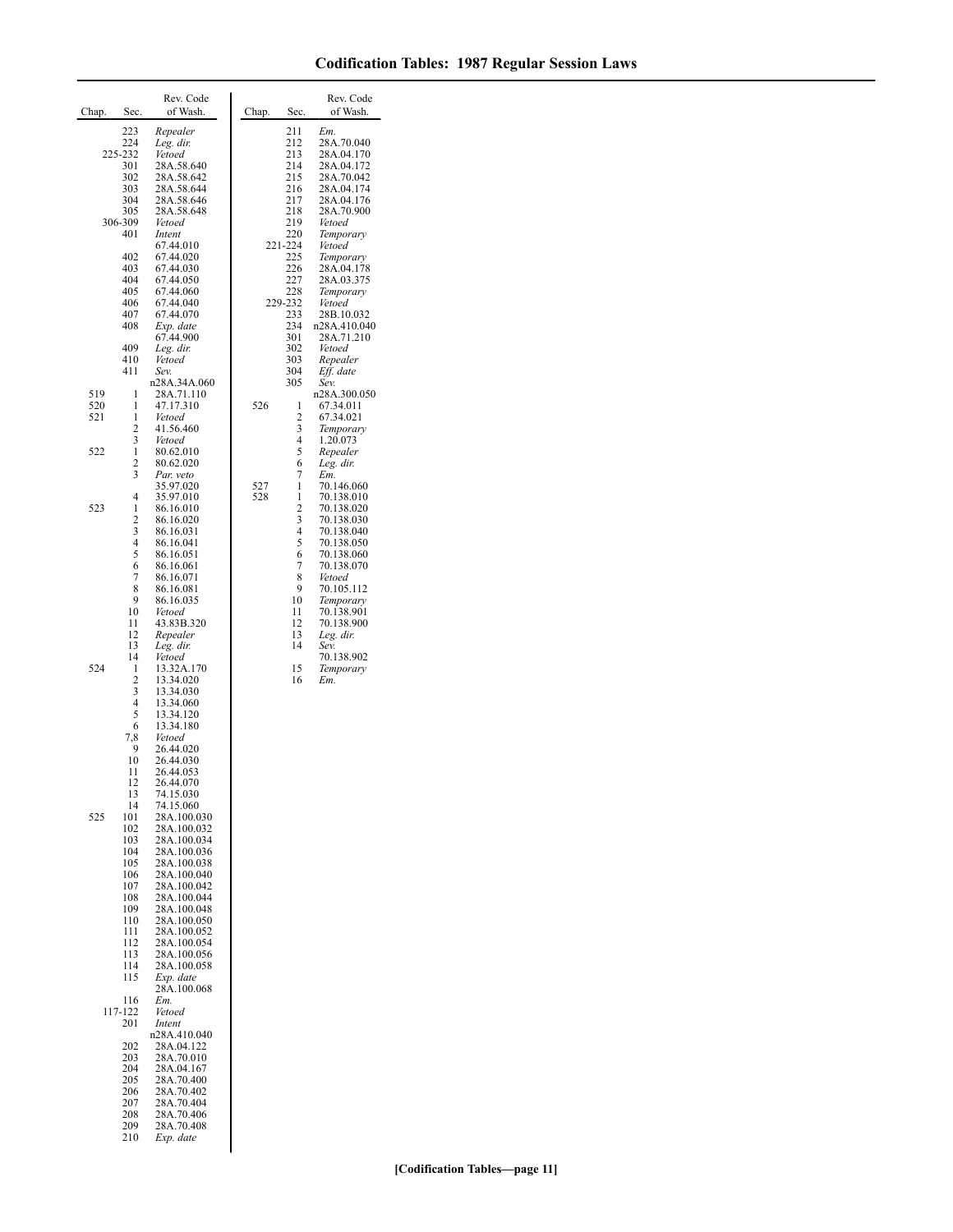## Codification Tables: 1987 Regular Session Laws

| Chap. | Sec. | Rev. Code of Wash. |
|---|---|---|
| | 223 | *Repealer* |
| | 224 | *Leg. dir.* |
| | 225-232 | *Vetoed* |
| | 301 | 28A.58.640 |
| | 302 | 28A.58.642 |
| | 303 | 28A.58.644 |
| | 304 | 28A.58.646 |
| | 305 | 28A.58.648 |
| | 306-309 | *Vetoed* |
| | 401 | *Intent* |
| | | 67.44.010 |
| | 402 | 67.44.020 |
| | 403 | 67.44.030 |
| | 404 | 67.44.050 |
| | 405 | 67.44.060 |
| | 406 | 67.44.040 |
| | 407 | 67.44.070 |
| | 408 | *Exp. date* |
| | | 67.44.900 |
| | 409 | *Leg. dir.* |
| | 410 | *Vetoed* |
| | 411 | *Sev.* |
| | | n28A.34A.060 |
| 519 | 1 | 28A.71.110 |
| 520 | 1 | 47.17.310 |
| 521 | 1 | *Vetoed* |
| | 2 | 41.56.460 |
| | 3 | *Vetoed* |
| 522 | 1 | 80.62.010 |
| | 2 | 80.62.020 |
| | 3 | *Par. veto* |
| | | 35.97.020 |
| | 4 | 35.97.010 |
| 523 | 1 | 86.16.010 |
| | 2 | 86.16.020 |
| | 3 | 86.16.031 |
| | 4 | 86.16.041 |
| | 5 | 86.16.051 |
| | 6 | 86.16.061 |
| | 7 | 86.16.071 |
| | 8 | 86.16.081 |
| | 9 | 86.16.035 |
| | 10 | *Vetoed* |
| | 11 | 43.83B.320 |
| | 12 | *Repealer* |
| | 13 | *Leg. dir.* |
| | 14 | *Vetoed* |
| 524 | 1 | 13.32A.170 |
| | 2 | 13.34.020 |
| | 3 | 13.34.030 |
| | 4 | 13.34.060 |
| | 5 | 13.34.120 |
| | 6 | 13.34.180 |
| | 7,8 | *Vetoed* |
| | 9 | 26.44.020 |
| | 10 | 26.44.030 |
| | 11 | 26.44.053 |
| | 12 | 26.44.070 |
| | 13 | 74.15.030 |
| | 14 | 74.15.060 |
| 525 | 101 | 28A.100.030 |
| | 102 | 28A.100.032 |
| | 103 | 28A.100.034 |
| | 104 | 28A.100.036 |
| | 105 | 28A.100.038 |
| | 106 | 28A.100.040 |
| | 107 | 28A.100.042 |
| | 108 | 28A.100.044 |
| | 109 | 28A.100.048 |
| | 110 | 28A.100.050 |
| | 111 | 28A.100.052 |
| | 112 | 28A.100.054 |
| | 113 | 28A.100.056 |
| | 114 | 28A.100.058 |
| | 115 | *Exp. date* |
| | | 28A.100.068 |
| | 116 | *Em.* |
| | 117-122 | *Vetoed* |
| | 201 | *Intent* |
| | | n28A.410.040 |
| | 202 | 28A.04.122 |
| | 203 | 28A.70.010 |
| | 204 | 28A.04.167 |
| | 205 | 28A.70.400 |
| | 206 | 28A.70.402 |
| | 207 | 28A.70.404 |
| | 208 | 28A.70.406 |
| | 209 | 28A.70.408 |
| | 210 | *Exp. date* |
| | 211 | *Em.* |
| | 212 | 28A.70.040 |
| | 213 | 28A.04.170 |
| | 214 | 28A.04.172 |
| | 215 | 28A.70.042 |
| | 216 | 28A.04.174 |
| | 217 | 28A.04.176 |
| | 218 | 28A.70.900 |
| | 219 | *Vetoed* |
| | 220 | *Temporary* |
| | 221-224 | *Vetoed* |
| | 225 | *Temporary* |
| | 226 | 28A.04.178 |
| | 227 | 28A.03.375 |
| | 228 | *Temporary* |
| | 229-232 | *Vetoed* |
| | 233 | 28B.10.032 |
| | 234 | n28A.410.040 |
| | 301 | 28A.71.210 |
| | 302 | *Vetoed* |
| | 303 | *Repealer* |
| | 304 | *Eff. date* |
| | 305 | *Sev.* |
| | | n28A.300.050 |
| 526 | 1 | 67.34.011 |
| | 2 | 67.34.021 |
| | 3 | *Temporary* |
| | 4 | 1.20.073 |
| | 5 | *Repealer* |
| | 6 | *Leg. dir.* |
| | 7 | *Em.* |
| 527 | 1 | 70.146.060 |
| 528 | 1 | 70.138.010 |
| | 2 | 70.138.020 |
| | 3 | 70.138.030 |
| | 4 | 70.138.040 |
| | 5 | 70.138.050 |
| | 6 | 70.138.060 |
| | 7 | 70.138.070 |
| | 8 | *Vetoed* |
| | 9 | 70.105.112 |
| | 10 | *Temporary* |
| | 11 | 70.138.901 |
| | 12 | 70.138.900 |
| | 13 | *Leg. dir.* |
| | 14 | *Sev.* |
| | | 70.138.902 |
| | 15 | *Temporary* |
| | 16 | *Em.* |